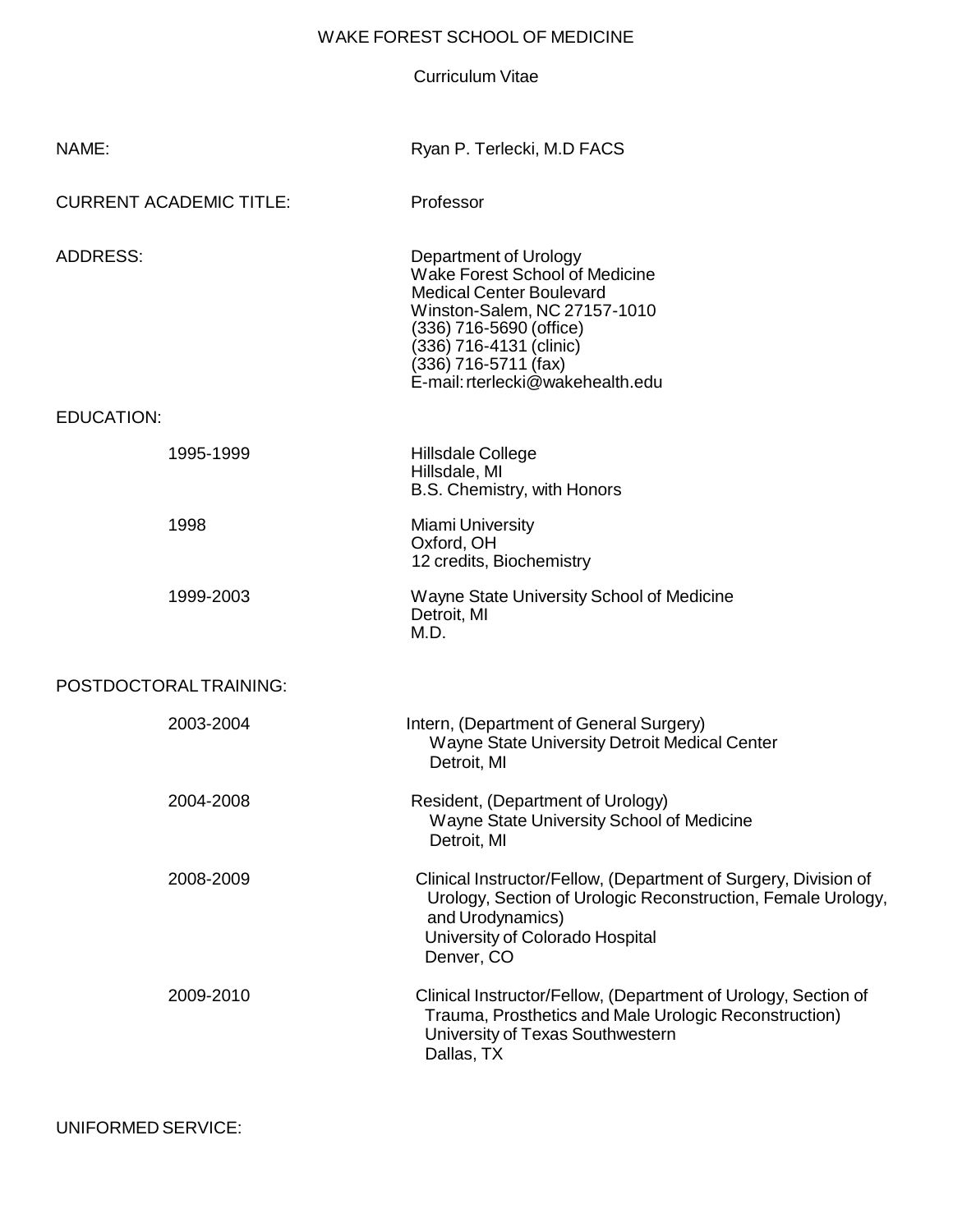# WAKE FOREST SCHOOL OF MEDICINE

## Curriculum Vitae

| | |
|---|---|
| NAME: | Ryan P. Terlecki, M.D FACS |
| CURRENT ACADEMIC TITLE: | Professor |
| ADDRESS: | Department of Urology<br>Wake Forest School of Medicine<br>Medical Center Boulevard<br>Winston-Salem, NC 27157-1010<br>(336) 716-5690 (office)<br>(336) 716-4131 (clinic)<br>(336) 716-5711 (fax)<br>E-mail: rterlecki@wakehealth.edu |

EDUCATION:

| | |
|---|---|
| 1995-1999 | Hillsdale College<br>Hillsdale, MI<br>B.S. Chemistry, with Honors |
| 1998 | Miami University<br>Oxford, OH<br>12 credits, Biochemistry |
| 1999-2003 | Wayne State University School of Medicine<br>Detroit, MI<br>M.D. |

POSTDOCTORAL TRAINING:

| | |
|---|---|
| 2003-2004 | Intern, (Department of General Surgery)<br>Wayne State University Detroit Medical Center<br>Detroit, MI |
| 2004-2008 | Resident, (Department of Urology)<br>Wayne State University School of Medicine<br>Detroit, MI |
| 2008-2009 | Clinical Instructor/Fellow, (Department of Surgery, Division of Urology, Section of Urologic Reconstruction, Female Urology, and Urodynamics)<br>University of Colorado Hospital<br>Denver, CO |
| 2009-2010 | Clinical Instructor/Fellow, (Department of Urology, Section of Trauma, Prosthetics and Male Urologic Reconstruction)<br>University of Texas Southwestern<br>Dallas, TX |

UNIFORMED SERVICE: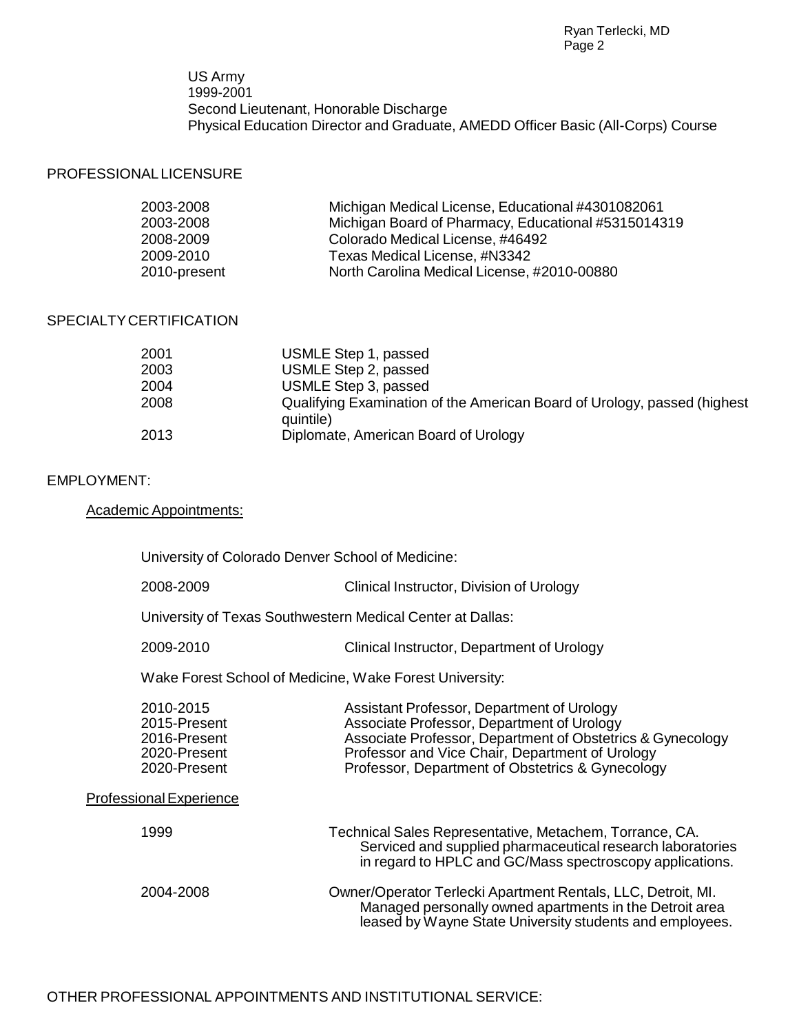US Army
1999-2001
Second Lieutenant, Honorable Discharge
Physical Education Director and Graduate, AMEDD Officer Basic (All-Corps) Course

## PROFESSIONAL LICENSURE

| | |
|---|---|
| 2003-2008 | Michigan Medical License, Educational #4301082061 |
| 2003-2008 | Michigan Board of Pharmacy, Educational #5315014319 |
| 2008-2009 | Colorado Medical License, #46492 |
| 2009-2010 | Texas Medical License, #N3342 |
| 2010-present | North Carolina Medical License, #2010-00880 |

## SPECIALTY CERTIFICATION

| | |
|---|---|
| 2001 | USMLE Step 1, passed |
| 2003 | USMLE Step 2, passed |
| 2004 | USMLE Step 3, passed |
| 2008 | Qualifying Examination of the American Board of Urology, passed (highest quintile) |
| 2013 | Diplomate, American Board of Urology |

## EMPLOYMENT:

### Academic Appointments:

University of Colorado Denver School of Medicine:

| | |
|---|---|
| 2008-2009 | Clinical Instructor, Division of Urology |

University of Texas Southwestern Medical Center at Dallas:

| | |
|---|---|
| 2009-2010 | Clinical Instructor, Department of Urology |

Wake Forest School of Medicine, Wake Forest University:

| | |
|---|---|
| 2010-2015 | Assistant Professor, Department of Urology |
| 2015-Present | Associate Professor, Department of Urology |
| 2016-Present | Associate Professor, Department of Obstetrics & Gynecology |
| 2020-Present | Professor and Vice Chair, Department of Urology |
| 2020-Present | Professor, Department of Obstetrics & Gynecology |

### Professional Experience

| | |
|---|---|
| 1999 | Technical Sales Representative, Metachem, Torrance, CA. Serviced and supplied pharmaceutical research laboratories in regard to HPLC and GC/Mass spectroscopy applications. |
| 2004-2008 | Owner/Operator Terlecki Apartment Rentals, LLC, Detroit, MI. Managed personally owned apartments in the Detroit area leased by Wayne State University students and employees. |

## OTHER PROFESSIONAL APPOINTMENTS AND INSTITUTIONAL SERVICE: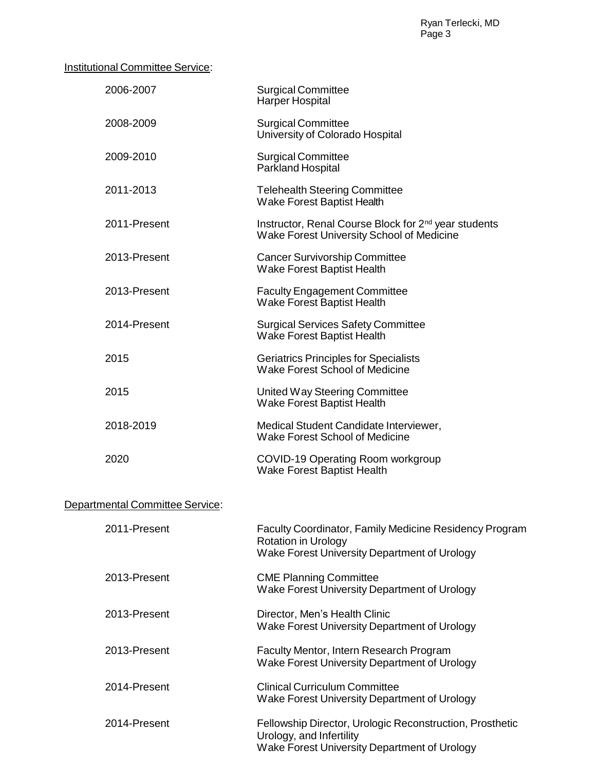Institutional Committee Service:

| | |
|---|---|
| 2006-2007 | Surgical Committee<br>Harper Hospital |
| 2008-2009 | Surgical Committee<br>University of Colorado Hospital |
| 2009-2010 | Surgical Committee<br>Parkland Hospital |
| 2011-2013 | Telehealth Steering Committee<br>Wake Forest Baptist Health |
| 2011-Present | Instructor, Renal Course Block for 2nd year students<br>Wake Forest University School of Medicine |
| 2013-Present | Cancer Survivorship Committee<br>Wake Forest Baptist Health |
| 2013-Present | Faculty Engagement Committee<br>Wake Forest Baptist Health |
| 2014-Present | Surgical Services Safety Committee<br>Wake Forest Baptist Health |
| 2015 | Geriatrics Principles for Specialists<br>Wake Forest School of Medicine |
| 2015 | United Way Steering Committee<br>Wake Forest Baptist Health |
| 2018-2019 | Medical Student Candidate Interviewer,<br>Wake Forest School of Medicine |
| 2020 | COVID-19 Operating Room workgroup<br>Wake Forest Baptist Health |

Departmental Committee Service:

| | |
|---|---|
| 2011-Present | Faculty Coordinator, Family Medicine Residency Program Rotation in Urology<br>Wake Forest University Department of Urology |
| 2013-Present | CME Planning Committee<br>Wake Forest University Department of Urology |
| 2013-Present | Director, Men's Health Clinic<br>Wake Forest University Department of Urology |
| 2013-Present | Faculty Mentor, Intern Research Program<br>Wake Forest University Department of Urology |
| 2014-Present | Clinical Curriculum Committee<br>Wake Forest University Department of Urology |
| 2014-Present | Fellowship Director, Urologic Reconstruction, Prosthetic Urology, and Infertility<br>Wake Forest University Department of Urology |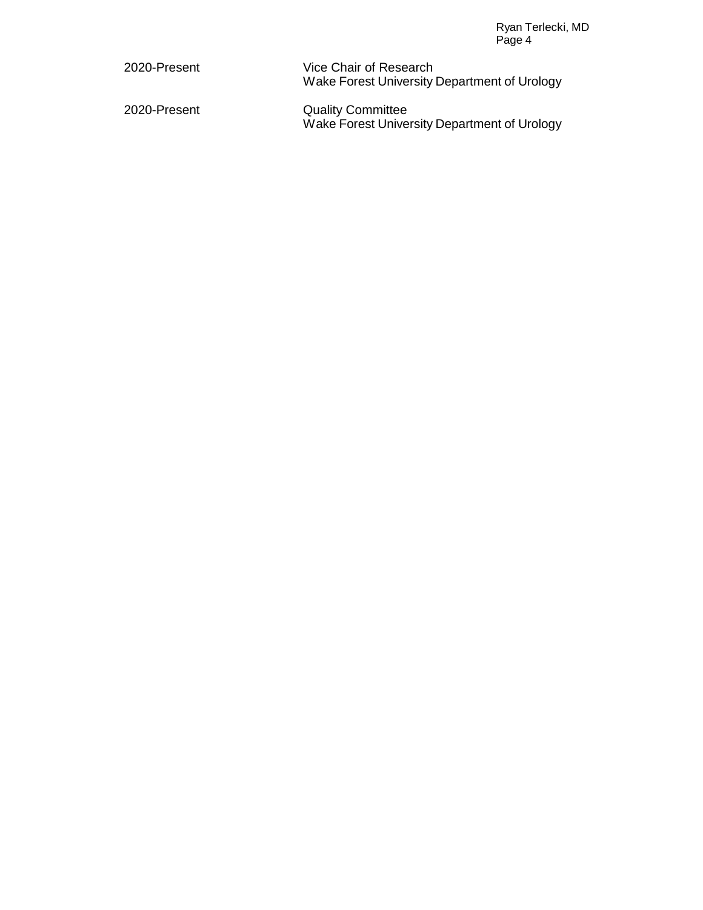| | |
|---|---|
| 2020-Present | Vice Chair of Research<br>Wake Forest University Department of Urology |
| 2020-Present | Quality Committee<br>Wake Forest University Department of Urology |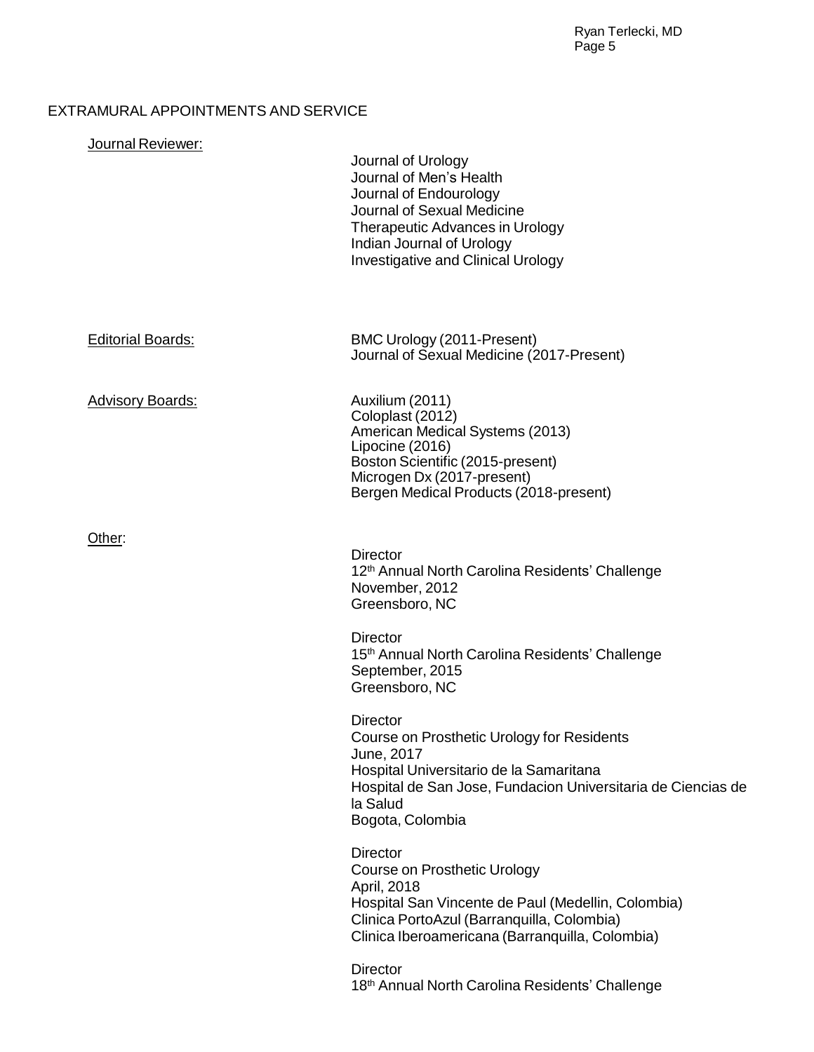## EXTRAMURAL APPOINTMENTS AND SERVICE

Journal Reviewer:

Journal of Urology
Journal of Men's Health
Journal of Endourology
Journal of Sexual Medicine
Therapeutic Advances in Urology
Indian Journal of Urology
Investigative and Clinical Urology

Editorial Boards:

BMC Urology (2011-Present)
Journal of Sexual Medicine (2017-Present)

Advisory Boards:

Auxilium (2011)
Coloplast (2012)
American Medical Systems (2013)
Lipocine (2016)
Boston Scientific (2015-present)
Microgen Dx (2017-present)
Bergen Medical Products (2018-present)

Other:

Director
12th Annual North Carolina Residents' Challenge
November, 2012
Greensboro, NC

Director
15th Annual North Carolina Residents' Challenge
September, 2015
Greensboro, NC

Director
Course on Prosthetic Urology for Residents
June, 2017
Hospital Universitario de la Samaritana
Hospital de San Jose, Fundacion Universitaria de Ciencias de la Salud
Bogota, Colombia

Director
Course on Prosthetic Urology
April, 2018
Hospital San Vincente de Paul (Medellin, Colombia)
Clinica PortoAzul (Barranquilla, Colombia)
Clinica Iberoamericana (Barranquilla, Colombia)

Director
18th Annual North Carolina Residents' Challenge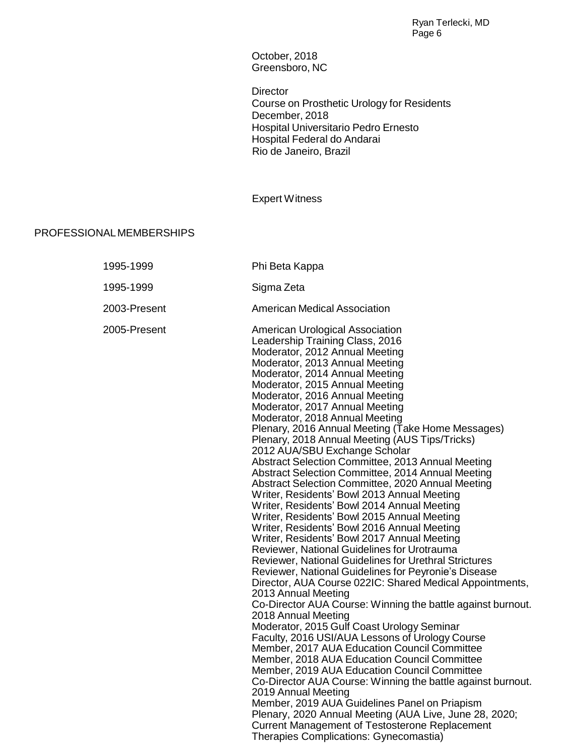October, 2018
Greensboro, NC

Director
Course on Prosthetic Urology for Residents
December, 2018
Hospital Universitario Pedro Ernesto
Hospital Federal do Andarai
Rio de Janeiro, Brazil

Expert Witness

## PROFESSIONAL MEMBERSHIPS

| | |
|---|---|
| 1995-1999 | Phi Beta Kappa |
| 1995-1999 | Sigma Zeta |
| 2003-Present | American Medical Association |
| 2005-Present | American Urological Association<br>Leadership Training Class, 2016<br>Moderator, 2012 Annual Meeting<br>Moderator, 2013 Annual Meeting<br>Moderator, 2014 Annual Meeting<br>Moderator, 2015 Annual Meeting<br>Moderator, 2016 Annual Meeting<br>Moderator, 2017 Annual Meeting<br>Moderator, 2018 Annual Meeting<br>Plenary, 2016 Annual Meeting (Take Home Messages)<br>Plenary, 2018 Annual Meeting (AUS Tips/Tricks)<br>2012 AUA/SBU Exchange Scholar<br>Abstract Selection Committee, 2013 Annual Meeting<br>Abstract Selection Committee, 2014 Annual Meeting<br>Abstract Selection Committee, 2020 Annual Meeting<br>Writer, Residents' Bowl 2013 Annual Meeting<br>Writer, Residents' Bowl 2014 Annual Meeting<br>Writer, Residents' Bowl 2015 Annual Meeting<br>Writer, Residents' Bowl 2016 Annual Meeting<br>Writer, Residents' Bowl 2017 Annual Meeting<br>Reviewer, National Guidelines for Urotrauma<br>Reviewer, National Guidelines for Urethral Strictures<br>Reviewer, National Guidelines for Peyronie's Disease<br>Director, AUA Course 022IC: Shared Medical Appointments, 2013 Annual Meeting<br>Co-Director AUA Course: Winning the battle against burnout. 2018 Annual Meeting<br>Moderator, 2015 Gulf Coast Urology Seminar<br>Faculty, 2016 USI/AUA Lessons of Urology Course<br>Member, 2017 AUA Education Council Committee<br>Member, 2018 AUA Education Council Committee<br>Member, 2019 AUA Education Council Committee<br>Co-Director AUA Course: Winning the battle against burnout. 2019 Annual Meeting<br>Member, 2019 AUA Guidelines Panel on Priapism<br>Plenary, 2020 Annual Meeting (AUA Live, June 28, 2020; Current Management of Testosterone Replacement Therapies Complications: Gynecomastia) |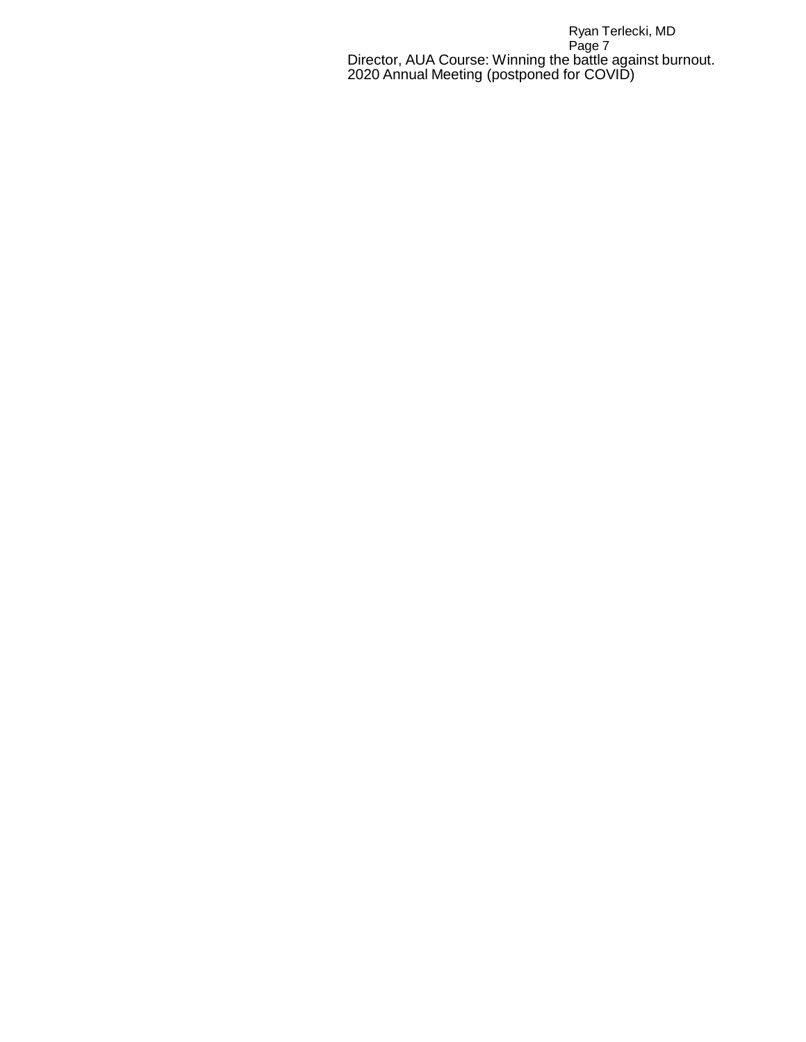Director, AUA Course: Winning the battle against burnout. 2020 Annual Meeting (postponed for COVID)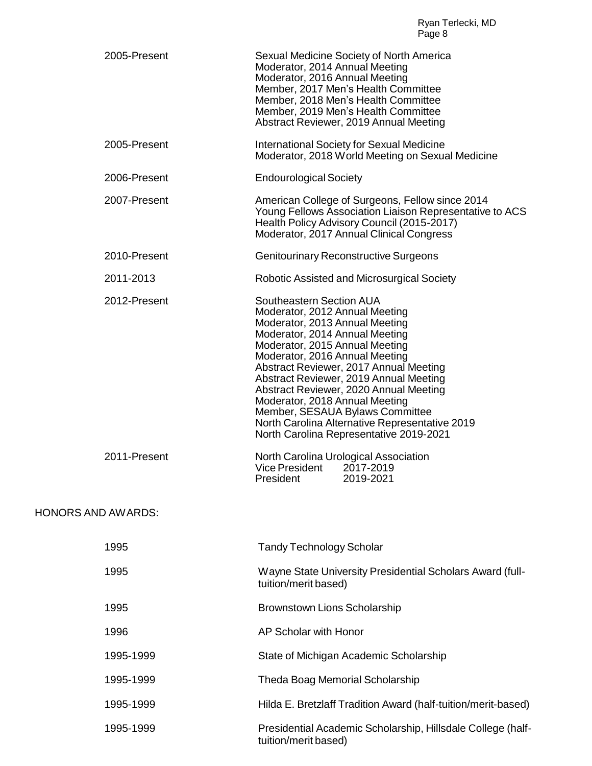| | |
|---|---|
| 2005-Present | Sexual Medicine Society of North America<br>Moderator, 2014 Annual Meeting<br>Moderator, 2016 Annual Meeting<br>Member, 2017 Men's Health Committee<br>Member, 2018 Men's Health Committee<br>Member, 2019 Men's Health Committee<br>Abstract Reviewer, 2019 Annual Meeting |
| 2005-Present | International Society for Sexual Medicine<br>Moderator, 2018 World Meeting on Sexual Medicine |
| 2006-Present | Endourological Society |
| 2007-Present | American College of Surgeons, Fellow since 2014<br>Young Fellows Association Liaison Representative to ACS Health Policy Advisory Council (2015-2017)<br>Moderator, 2017 Annual Clinical Congress |
| 2010-Present | Genitourinary Reconstructive Surgeons |
| 2011-2013 | Robotic Assisted and Microsurgical Society |
| 2012-Present | Southeastern Section AUA<br>Moderator, 2012 Annual Meeting<br>Moderator, 2013 Annual Meeting<br>Moderator, 2014 Annual Meeting<br>Moderator, 2015 Annual Meeting<br>Moderator, 2016 Annual Meeting<br>Abstract Reviewer, 2017 Annual Meeting<br>Abstract Reviewer, 2019 Annual Meeting<br>Abstract Reviewer, 2020 Annual Meeting<br>Moderator, 2018 Annual Meeting<br>Member, SESAUA Bylaws Committee<br>North Carolina Alternative Representative 2019<br>North Carolina Representative 2019-2021 |
| 2011-Present | North Carolina Urological Association<br>Vice President 2017-2019<br>President 2019-2021 |

## HONORS AND AWARDS:

| | |
|---|---|
| 1995 | Tandy Technology Scholar |
| 1995 | Wayne State University Presidential Scholars Award (full-tuition/merit based) |
| 1995 | Brownstown Lions Scholarship |
| 1996 | AP Scholar with Honor |
| 1995-1999 | State of Michigan Academic Scholarship |
| 1995-1999 | Theda Boag Memorial Scholarship |
| 1995-1999 | Hilda E. Bretzlaff Tradition Award (half-tuition/merit-based) |
| 1995-1999 | Presidential Academic Scholarship, Hillsdale College (half-tuition/merit based) |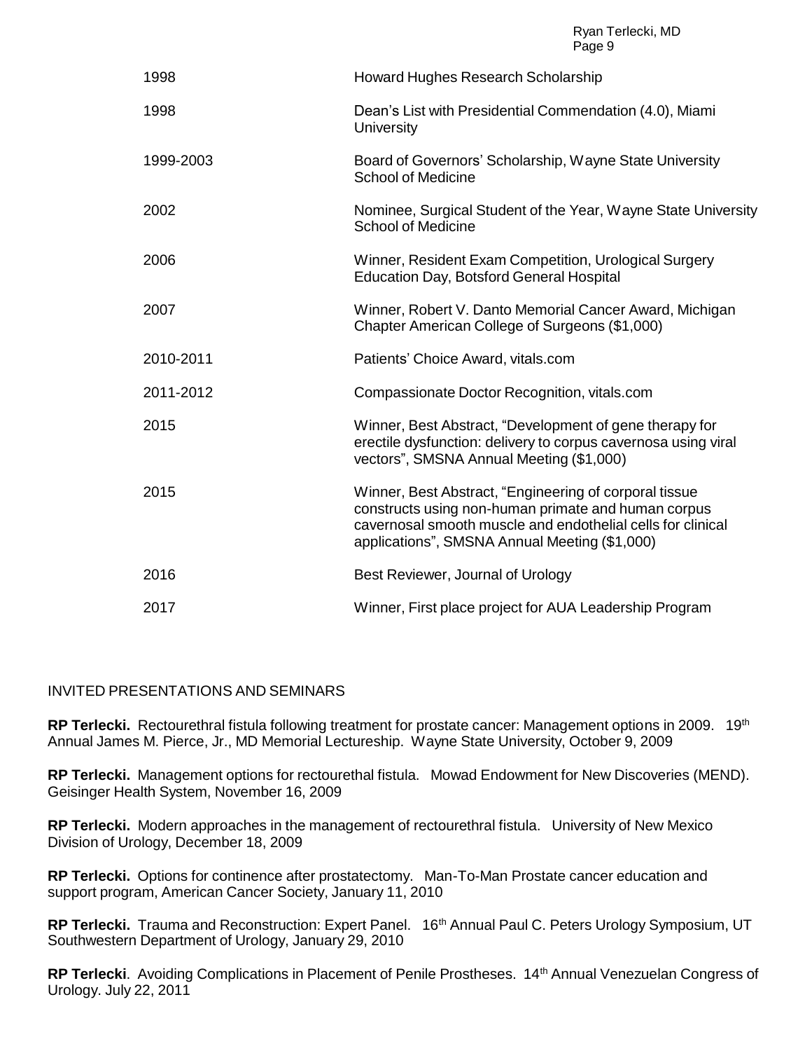| | |
|---|---|
| 1998 | Howard Hughes Research Scholarship |
| 1998 | Dean's List with Presidential Commendation (4.0), Miami University |
| 1999-2003 | Board of Governors' Scholarship, Wayne State University School of Medicine |
| 2002 | Nominee, Surgical Student of the Year, Wayne State University School of Medicine |
| 2006 | Winner, Resident Exam Competition, Urological Surgery Education Day, Botsford General Hospital |
| 2007 | Winner, Robert V. Danto Memorial Cancer Award, Michigan Chapter American College of Surgeons ($1,000) |
| 2010-2011 | Patients' Choice Award, vitals.com |
| 2011-2012 | Compassionate Doctor Recognition, vitals.com |
| 2015 | Winner, Best Abstract, "Development of gene therapy for erectile dysfunction: delivery to corpus cavernosa using viral vectors", SMSNA Annual Meeting ($1,000) |
| 2015 | Winner, Best Abstract, "Engineering of corporal tissue constructs using non-human primate and human corpus cavernosal smooth muscle and endothelial cells for clinical applications", SMSNA Annual Meeting ($1,000) |
| 2016 | Best Reviewer, Journal of Urology |
| 2017 | Winner, First place project for AUA Leadership Program |

## INVITED PRESENTATIONS AND SEMINARS

**RP Terlecki.** Rectourethral fistula following treatment for prostate cancer: Management options in 2009. 19th Annual James M. Pierce, Jr., MD Memorial Lectureship. Wayne State University, October 9, 2009

**RP Terlecki.** Management options for rectourethal fistula. Mowad Endowment for New Discoveries (MEND). Geisinger Health System, November 16, 2009

**RP Terlecki.** Modern approaches in the management of rectourethral fistula. University of New Mexico Division of Urology, December 18, 2009

**RP Terlecki.** Options for continence after prostatectomy. Man-To-Man Prostate cancer education and support program, American Cancer Society, January 11, 2010

**RP Terlecki.** Trauma and Reconstruction: Expert Panel. 16th Annual Paul C. Peters Urology Symposium, UT Southwestern Department of Urology, January 29, 2010

**RP Terlecki**. Avoiding Complications in Placement of Penile Prostheses. 14th Annual Venezuelan Congress of Urology. July 22, 2011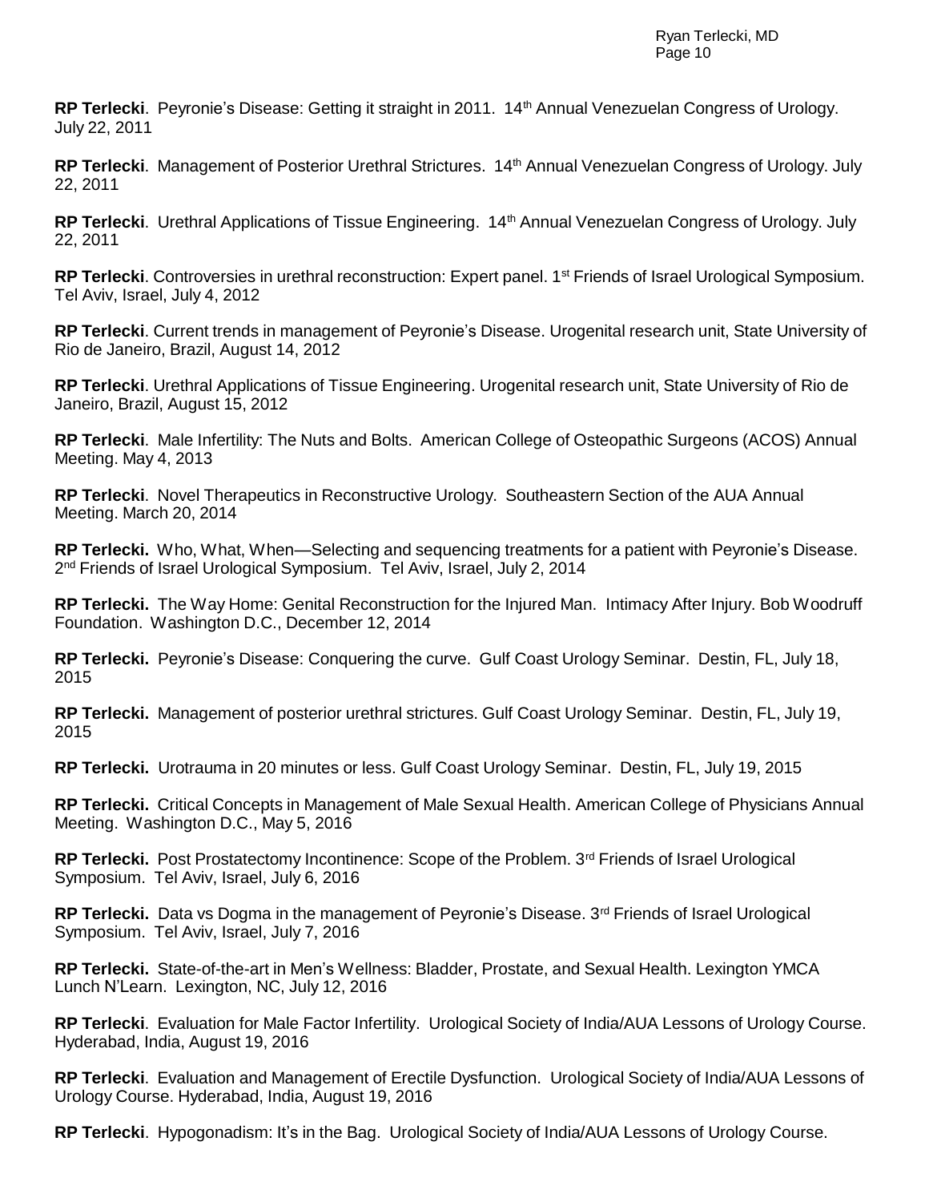**RP Terlecki**. Peyronie's Disease: Getting it straight in 2011. 14th Annual Venezuelan Congress of Urology. July 22, 2011

**RP Terlecki**. Management of Posterior Urethral Strictures. 14th Annual Venezuelan Congress of Urology. July 22, 2011

**RP Terlecki**. Urethral Applications of Tissue Engineering. 14th Annual Venezuelan Congress of Urology. July 22, 2011

**RP Terlecki**. Controversies in urethral reconstruction: Expert panel. 1st Friends of Israel Urological Symposium. Tel Aviv, Israel, July 4, 2012

**RP Terlecki**. Current trends in management of Peyronie's Disease. Urogenital research unit, State University of Rio de Janeiro, Brazil, August 14, 2012

**RP Terlecki**. Urethral Applications of Tissue Engineering. Urogenital research unit, State University of Rio de Janeiro, Brazil, August 15, 2012

**RP Terlecki**. Male Infertility: The Nuts and Bolts. American College of Osteopathic Surgeons (ACOS) Annual Meeting. May 4, 2013

**RP Terlecki**. Novel Therapeutics in Reconstructive Urology. Southeastern Section of the AUA Annual Meeting. March 20, 2014

**RP Terlecki.** Who, What, When—Selecting and sequencing treatments for a patient with Peyronie's Disease. 2nd Friends of Israel Urological Symposium. Tel Aviv, Israel, July 2, 2014

**RP Terlecki.** The Way Home: Genital Reconstruction for the Injured Man. Intimacy After Injury. Bob Woodruff Foundation. Washington D.C., December 12, 2014

**RP Terlecki.** Peyronie's Disease: Conquering the curve. Gulf Coast Urology Seminar. Destin, FL, July 18, 2015

**RP Terlecki.** Management of posterior urethral strictures. Gulf Coast Urology Seminar. Destin, FL, July 19, 2015

**RP Terlecki.** Urotrauma in 20 minutes or less. Gulf Coast Urology Seminar. Destin, FL, July 19, 2015

**RP Terlecki.** Critical Concepts in Management of Male Sexual Health. American College of Physicians Annual Meeting. Washington D.C., May 5, 2016

**RP Terlecki.** Post Prostatectomy Incontinence: Scope of the Problem. 3rd Friends of Israel Urological Symposium. Tel Aviv, Israel, July 6, 2016

**RP Terlecki.** Data vs Dogma in the management of Peyronie's Disease. 3rd Friends of Israel Urological Symposium. Tel Aviv, Israel, July 7, 2016

**RP Terlecki.** State-of-the-art in Men's Wellness: Bladder, Prostate, and Sexual Health. Lexington YMCA Lunch N'Learn. Lexington, NC, July 12, 2016

**RP Terlecki**. Evaluation for Male Factor Infertility. Urological Society of India/AUA Lessons of Urology Course. Hyderabad, India, August 19, 2016

**RP Terlecki**. Evaluation and Management of Erectile Dysfunction. Urological Society of India/AUA Lessons of Urology Course. Hyderabad, India, August 19, 2016

**RP Terlecki**. Hypogonadism: It's in the Bag. Urological Society of India/AUA Lessons of Urology Course.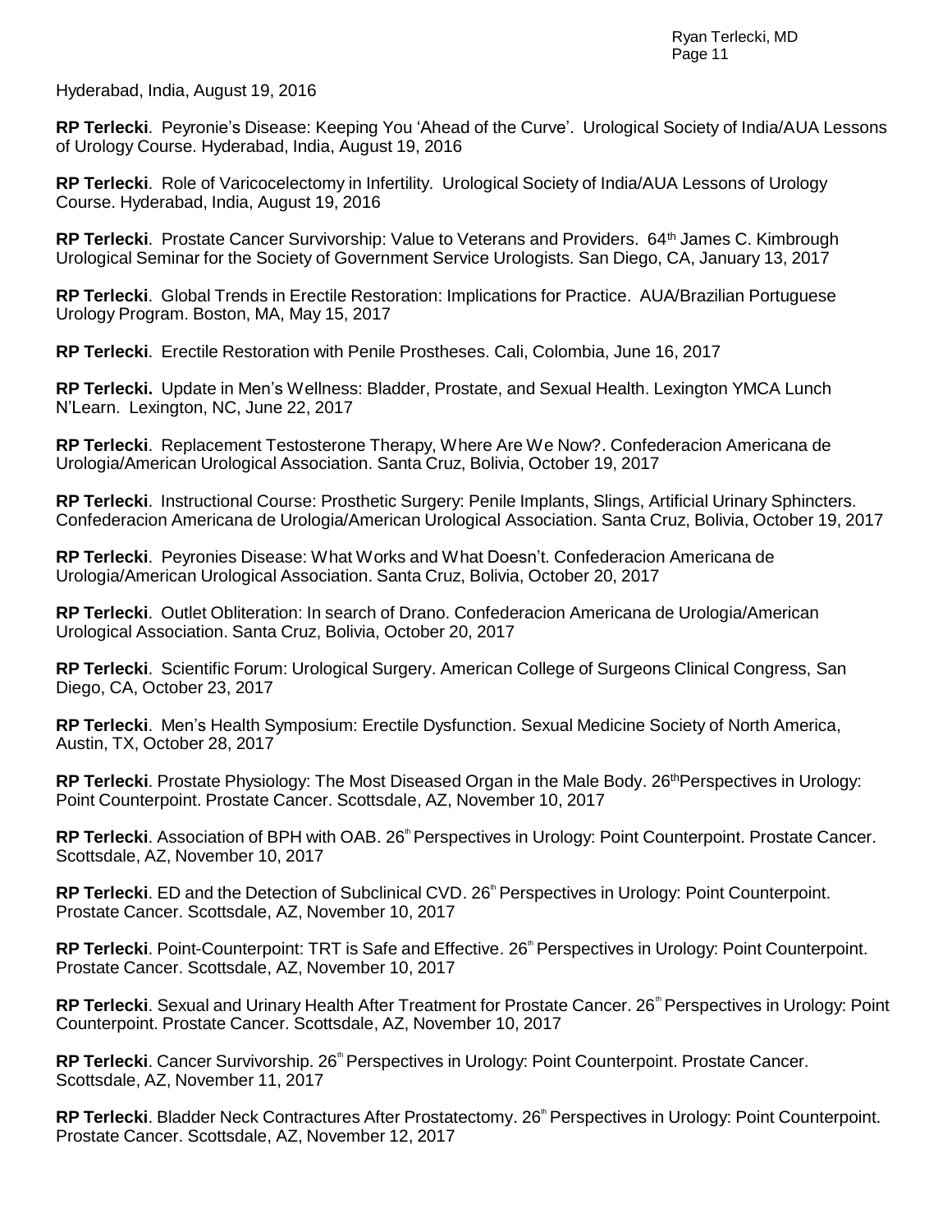Hyderabad, India, August 19, 2016

**RP Terlecki**. Peyronie's Disease: Keeping You 'Ahead of the Curve'. Urological Society of India/AUA Lessons of Urology Course. Hyderabad, India, August 19, 2016

**RP Terlecki**. Role of Varicocelectomy in Infertility. Urological Society of India/AUA Lessons of Urology Course. Hyderabad, India, August 19, 2016

**RP Terlecki**. Prostate Cancer Survivorship: Value to Veterans and Providers. 64th James C. Kimbrough Urological Seminar for the Society of Government Service Urologists. San Diego, CA, January 13, 2017

**RP Terlecki**. Global Trends in Erectile Restoration: Implications for Practice. AUA/Brazilian Portuguese Urology Program. Boston, MA, May 15, 2017

**RP Terlecki**. Erectile Restoration with Penile Prostheses. Cali, Colombia, June 16, 2017

**RP Terlecki.** Update in Men's Wellness: Bladder, Prostate, and Sexual Health. Lexington YMCA Lunch N'Learn. Lexington, NC, June 22, 2017

**RP Terlecki**. Replacement Testosterone Therapy, Where Are We Now?. Confederacion Americana de Urologia/American Urological Association. Santa Cruz, Bolivia, October 19, 2017

**RP Terlecki**. Instructional Course: Prosthetic Surgery: Penile Implants, Slings, Artificial Urinary Sphincters. Confederacion Americana de Urologia/American Urological Association. Santa Cruz, Bolivia, October 19, 2017

**RP Terlecki**. Peyronies Disease: What Works and What Doesn't. Confederacion Americana de Urologia/American Urological Association. Santa Cruz, Bolivia, October 20, 2017

**RP Terlecki**. Outlet Obliteration: In search of Drano. Confederacion Americana de Urologia/American Urological Association. Santa Cruz, Bolivia, October 20, 2017

**RP Terlecki**. Scientific Forum: Urological Surgery. American College of Surgeons Clinical Congress, San Diego, CA, October 23, 2017

**RP Terlecki**. Men's Health Symposium: Erectile Dysfunction. Sexual Medicine Society of North America, Austin, TX, October 28, 2017

**RP Terlecki**. Prostate Physiology: The Most Diseased Organ in the Male Body. 26th Perspectives in Urology: Point Counterpoint. Prostate Cancer. Scottsdale, AZ, November 10, 2017

**RP Terlecki**. Association of BPH with OAB. 26th Perspectives in Urology: Point Counterpoint. Prostate Cancer. Scottsdale, AZ, November 10, 2017

**RP Terlecki**. ED and the Detection of Subclinical CVD. 26th Perspectives in Urology: Point Counterpoint. Prostate Cancer. Scottsdale, AZ, November 10, 2017

**RP Terlecki**. Point-Counterpoint: TRT is Safe and Effective. 26th Perspectives in Urology: Point Counterpoint. Prostate Cancer. Scottsdale, AZ, November 10, 2017

**RP Terlecki**. Sexual and Urinary Health After Treatment for Prostate Cancer. 26th Perspectives in Urology: Point Counterpoint. Prostate Cancer. Scottsdale, AZ, November 10, 2017

**RP Terlecki**. Cancer Survivorship. 26th Perspectives in Urology: Point Counterpoint. Prostate Cancer. Scottsdale, AZ, November 11, 2017

**RP Terlecki**. Bladder Neck Contractures After Prostatectomy. 26th Perspectives in Urology: Point Counterpoint. Prostate Cancer. Scottsdale, AZ, November 12, 2017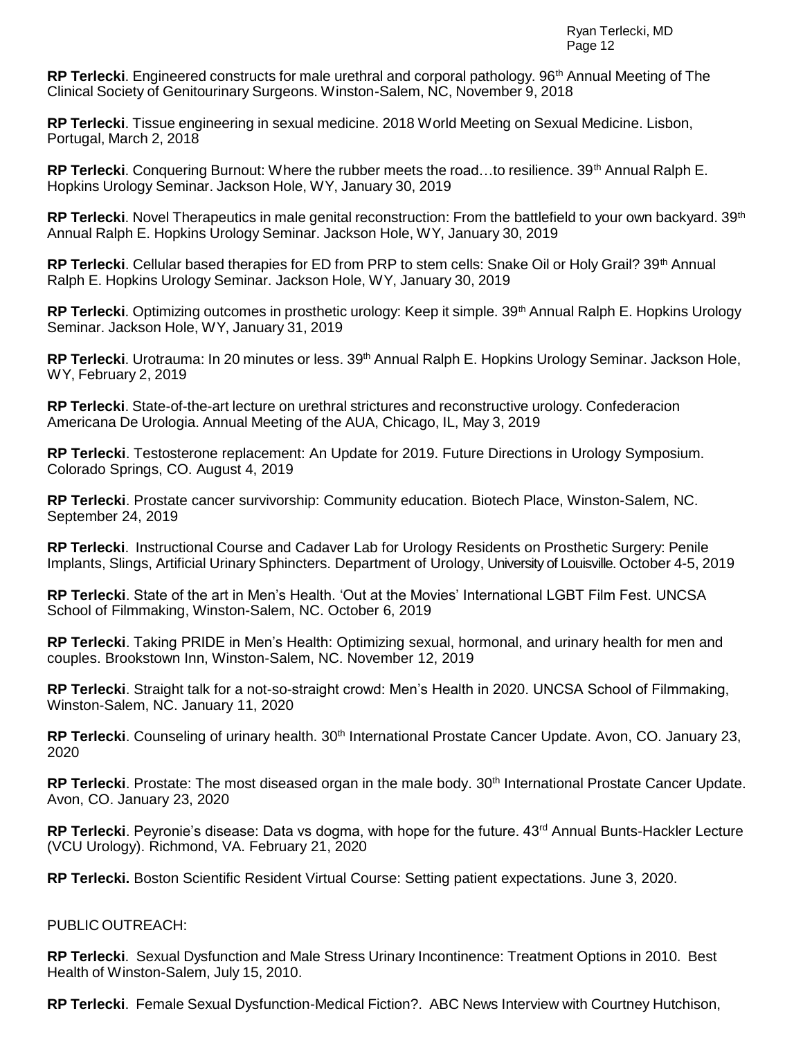**RP Terlecki**. Engineered constructs for male urethral and corporal pathology. 96th Annual Meeting of The Clinical Society of Genitourinary Surgeons. Winston-Salem, NC, November 9, 2018

**RP Terlecki**. Tissue engineering in sexual medicine. 2018 World Meeting on Sexual Medicine. Lisbon, Portugal, March 2, 2018

**RP Terlecki**. Conquering Burnout: Where the rubber meets the road…to resilience. 39th Annual Ralph E. Hopkins Urology Seminar. Jackson Hole, WY, January 30, 2019

**RP Terlecki**. Novel Therapeutics in male genital reconstruction: From the battlefield to your own backyard. 39th Annual Ralph E. Hopkins Urology Seminar. Jackson Hole, WY, January 30, 2019

**RP Terlecki**. Cellular based therapies for ED from PRP to stem cells: Snake Oil or Holy Grail? 39th Annual Ralph E. Hopkins Urology Seminar. Jackson Hole, WY, January 30, 2019

**RP Terlecki**. Optimizing outcomes in prosthetic urology: Keep it simple. 39th Annual Ralph E. Hopkins Urology Seminar. Jackson Hole, WY, January 31, 2019

**RP Terlecki**. Urotrauma: In 20 minutes or less. 39th Annual Ralph E. Hopkins Urology Seminar. Jackson Hole, WY, February 2, 2019

**RP Terlecki**. State-of-the-art lecture on urethral strictures and reconstructive urology. Confederacion Americana De Urologia. Annual Meeting of the AUA, Chicago, IL, May 3, 2019

**RP Terlecki**. Testosterone replacement: An Update for 2019. Future Directions in Urology Symposium. Colorado Springs, CO. August 4, 2019

**RP Terlecki**. Prostate cancer survivorship: Community education. Biotech Place, Winston-Salem, NC. September 24, 2019

**RP Terlecki**. Instructional Course and Cadaver Lab for Urology Residents on Prosthetic Surgery: Penile Implants, Slings, Artificial Urinary Sphincters. Department of Urology, University of Louisville. October 4-5, 2019

**RP Terlecki**. State of the art in Men's Health. 'Out at the Movies' International LGBT Film Fest. UNCSA School of Filmmaking, Winston-Salem, NC. October 6, 2019

**RP Terlecki**. Taking PRIDE in Men's Health: Optimizing sexual, hormonal, and urinary health for men and couples. Brookstown Inn, Winston-Salem, NC. November 12, 2019

**RP Terlecki**. Straight talk for a not-so-straight crowd: Men's Health in 2020. UNCSA School of Filmmaking, Winston-Salem, NC. January 11, 2020

**RP Terlecki**. Counseling of urinary health. 30th International Prostate Cancer Update. Avon, CO. January 23, 2020

**RP Terlecki**. Prostate: The most diseased organ in the male body. 30th International Prostate Cancer Update. Avon, CO. January 23, 2020

**RP Terlecki**. Peyronie's disease: Data vs dogma, with hope for the future. 43rd Annual Bunts-Hackler Lecture (VCU Urology). Richmond, VA. February 21, 2020

**RP Terlecki.** Boston Scientific Resident Virtual Course: Setting patient expectations. June 3, 2020.

PUBLIC OUTREACH:

**RP Terlecki**. Sexual Dysfunction and Male Stress Urinary Incontinence: Treatment Options in 2010. Best Health of Winston-Salem, July 15, 2010.

**RP Terlecki**. Female Sexual Dysfunction-Medical Fiction?. ABC News Interview with Courtney Hutchison,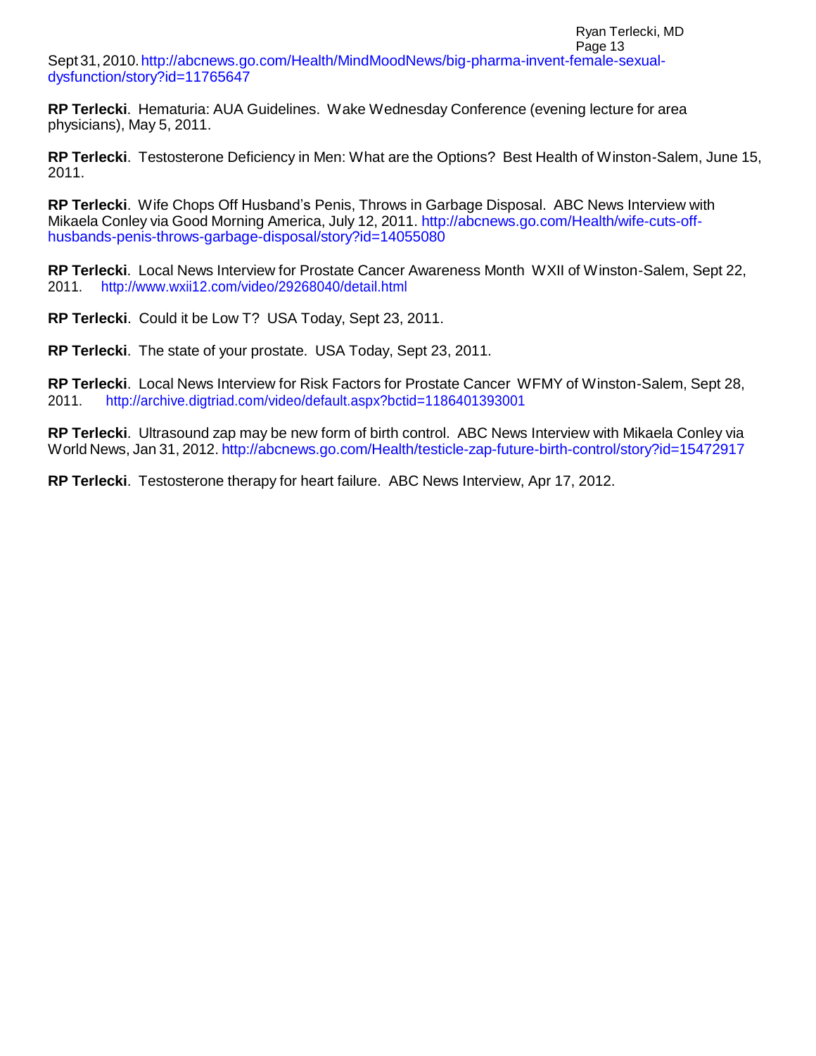Sept 31, 2010. http://abcnews.go.com/Health/MindMoodNews/big-pharma-invent-female-sexual-dysfunction/story?id=11765647

**RP Terlecki**. Hematuria: AUA Guidelines. Wake Wednesday Conference (evening lecture for area physicians), May 5, 2011.

**RP Terlecki**. Testosterone Deficiency in Men: What are the Options? Best Health of Winston-Salem, June 15, 2011.

**RP Terlecki**. Wife Chops Off Husband's Penis, Throws in Garbage Disposal. ABC News Interview with Mikaela Conley via Good Morning America, July 12, 2011. http://abcnews.go.com/Health/wife-cuts-off-husbands-penis-throws-garbage-disposal/story?id=14055080

**RP Terlecki**. Local News Interview for Prostate Cancer Awareness Month WXII of Winston-Salem, Sept 22, 2011. http://www.wxii12.com/video/29268040/detail.html

**RP Terlecki**. Could it be Low T? USA Today, Sept 23, 2011.

**RP Terlecki**. The state of your prostate. USA Today, Sept 23, 2011.

**RP Terlecki**. Local News Interview for Risk Factors for Prostate Cancer WFMY of Winston-Salem, Sept 28, 2011. http://archive.digtriad.com/video/default.aspx?bctid=1186401393001

**RP Terlecki**. Ultrasound zap may be new form of birth control. ABC News Interview with Mikaela Conley via World News, Jan 31, 2012. http://abcnews.go.com/Health/testicle-zap-future-birth-control/story?id=15472917

**RP Terlecki**. Testosterone therapy for heart failure. ABC News Interview, Apr 17, 2012.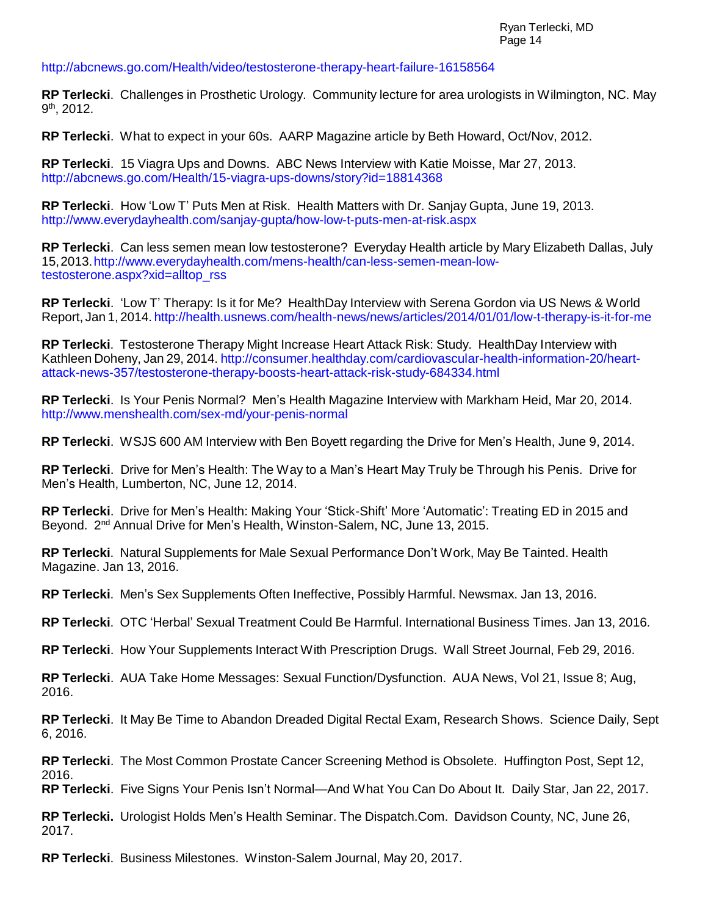http://abcnews.go.com/Health/video/testosterone-therapy-heart-failure-16158564

**RP Terlecki**. Challenges in Prosthetic Urology. Community lecture for area urologists in Wilmington, NC. May 9th, 2012.

**RP Terlecki**. What to expect in your 60s. AARP Magazine article by Beth Howard, Oct/Nov, 2012.

**RP Terlecki**. 15 Viagra Ups and Downs. ABC News Interview with Katie Moisse, Mar 27, 2013. http://abcnews.go.com/Health/15-viagra-ups-downs/story?id=18814368

**RP Terlecki**. How 'Low T' Puts Men at Risk. Health Matters with Dr. Sanjay Gupta, June 19, 2013. http://www.everydayhealth.com/sanjay-gupta/how-low-t-puts-men-at-risk.aspx

**RP Terlecki**. Can less semen mean low testosterone? Everyday Health article by Mary Elizabeth Dallas, July 15, 2013. http://www.everydayhealth.com/mens-health/can-less-semen-mean-low-testosterone.aspx?xid=alltop_rss

**RP Terlecki**. 'Low T' Therapy: Is it for Me? HealthDay Interview with Serena Gordon via US News & World Report, Jan 1, 2014. http://health.usnews.com/health-news/news/articles/2014/01/01/low-t-therapy-is-it-for-me

**RP Terlecki**. Testosterone Therapy Might Increase Heart Attack Risk: Study. HealthDay Interview with Kathleen Doheny, Jan 29, 2014. http://consumer.healthday.com/cardiovascular-health-information-20/heart-attack-news-357/testosterone-therapy-boosts-heart-attack-risk-study-684334.html

**RP Terlecki**. Is Your Penis Normal? Men's Health Magazine Interview with Markham Heid, Mar 20, 2014. http://www.menshealth.com/sex-md/your-penis-normal

**RP Terlecki**. WSJS 600 AM Interview with Ben Boyett regarding the Drive for Men's Health, June 9, 2014.

**RP Terlecki**. Drive for Men's Health: The Way to a Man's Heart May Truly be Through his Penis. Drive for Men's Health, Lumberton, NC, June 12, 2014.

**RP Terlecki**. Drive for Men's Health: Making Your 'Stick-Shift' More 'Automatic': Treating ED in 2015 and Beyond. 2nd Annual Drive for Men's Health, Winston-Salem, NC, June 13, 2015.

**RP Terlecki**. Natural Supplements for Male Sexual Performance Don't Work, May Be Tainted. Health Magazine. Jan 13, 2016.

**RP Terlecki**. Men's Sex Supplements Often Ineffective, Possibly Harmful. Newsmax. Jan 13, 2016.

**RP Terlecki**. OTC 'Herbal' Sexual Treatment Could Be Harmful. International Business Times. Jan 13, 2016.

**RP Terlecki**. How Your Supplements Interact With Prescription Drugs. Wall Street Journal, Feb 29, 2016.

**RP Terlecki**. AUA Take Home Messages: Sexual Function/Dysfunction. AUA News, Vol 21, Issue 8; Aug, 2016.

**RP Terlecki**. It May Be Time to Abandon Dreaded Digital Rectal Exam, Research Shows. Science Daily, Sept 6, 2016.

**RP Terlecki**. The Most Common Prostate Cancer Screening Method is Obsolete. Huffington Post, Sept 12, 2016.

**RP Terlecki**. Five Signs Your Penis Isn't Normal—And What You Can Do About It. Daily Star, Jan 22, 2017.

**RP Terlecki.** Urologist Holds Men's Health Seminar. The Dispatch.Com. Davidson County, NC, June 26, 2017.

**RP Terlecki**. Business Milestones. Winston-Salem Journal, May 20, 2017.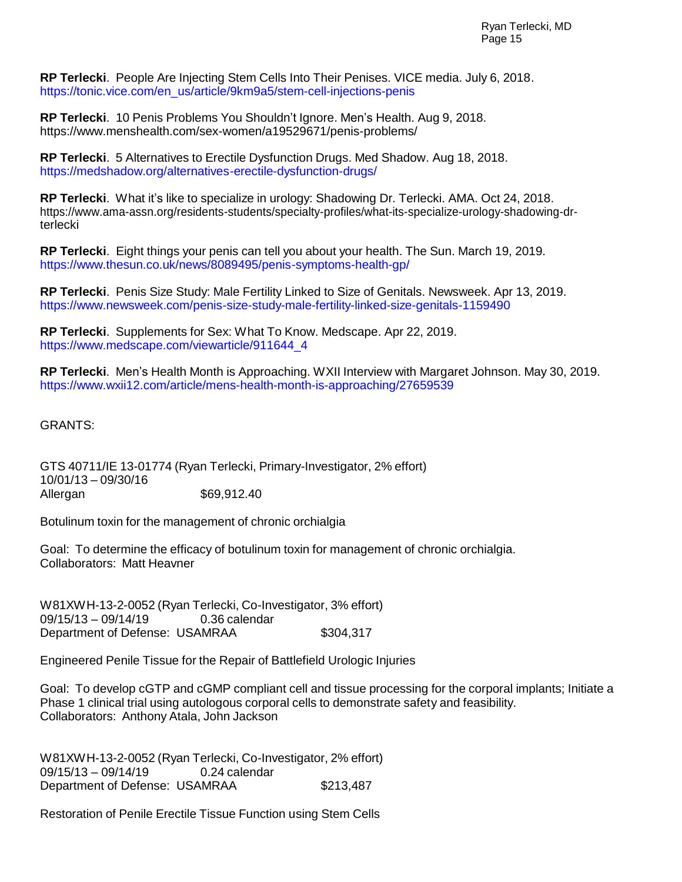**RP Terlecki**. People Are Injecting Stem Cells Into Their Penises. VICE media. July 6, 2018. https://tonic.vice.com/en_us/article/9km9a5/stem-cell-injections-penis

**RP Terlecki**. 10 Penis Problems You Shouldn't Ignore. Men's Health. Aug 9, 2018. https://www.menshealth.com/sex-women/a19529671/penis-problems/

**RP Terlecki**. 5 Alternatives to Erectile Dysfunction Drugs. Med Shadow. Aug 18, 2018. https://medshadow.org/alternatives-erectile-dysfunction-drugs/

**RP Terlecki**. What it's like to specialize in urology: Shadowing Dr. Terlecki. AMA. Oct 24, 2018. https://www.ama-assn.org/residents-students/specialty-profiles/what-its-specialize-urology-shadowing-dr-terlecki

**RP Terlecki**. Eight things your penis can tell you about your health. The Sun. March 19, 2019. https://www.thesun.co.uk/news/8089495/penis-symptoms-health-gp/

**RP Terlecki**. Penis Size Study: Male Fertility Linked to Size of Genitals. Newsweek. Apr 13, 2019. https://www.newsweek.com/penis-size-study-male-fertility-linked-size-genitals-1159490

**RP Terlecki**. Supplements for Sex: What To Know. Medscape. Apr 22, 2019. https://www.medscape.com/viewarticle/911644_4

**RP Terlecki**. Men's Health Month is Approaching. WXII Interview with Margaret Johnson. May 30, 2019. https://www.wxii12.com/article/mens-health-month-is-approaching/27659539

GRANTS:

GTS 40711/IE 13-01774 (Ryan Terlecki, Primary-Investigator, 2% effort)
10/01/13 – 09/30/16
Allergan $69,912.40

Botulinum toxin for the management of chronic orchialgia

Goal: To determine the efficacy of botulinum toxin for management of chronic orchialgia.
Collaborators: Matt Heavner

W81XWH-13-2-0052 (Ryan Terlecki, Co-Investigator, 3% effort)
09/15/13 – 09/14/19 0.36 calendar
Department of Defense: USAMRAA $304,317

Engineered Penile Tissue for the Repair of Battlefield Urologic Injuries

Goal: To develop cGTP and cGMP compliant cell and tissue processing for the corporal implants; Initiate a Phase 1 clinical trial using autologous corporal cells to demonstrate safety and feasibility.
Collaborators: Anthony Atala, John Jackson

W81XWH-13-2-0052 (Ryan Terlecki, Co-Investigator, 2% effort)
09/15/13 – 09/14/19 0.24 calendar
Department of Defense: USAMRAA $213,487

Restoration of Penile Erectile Tissue Function using Stem Cells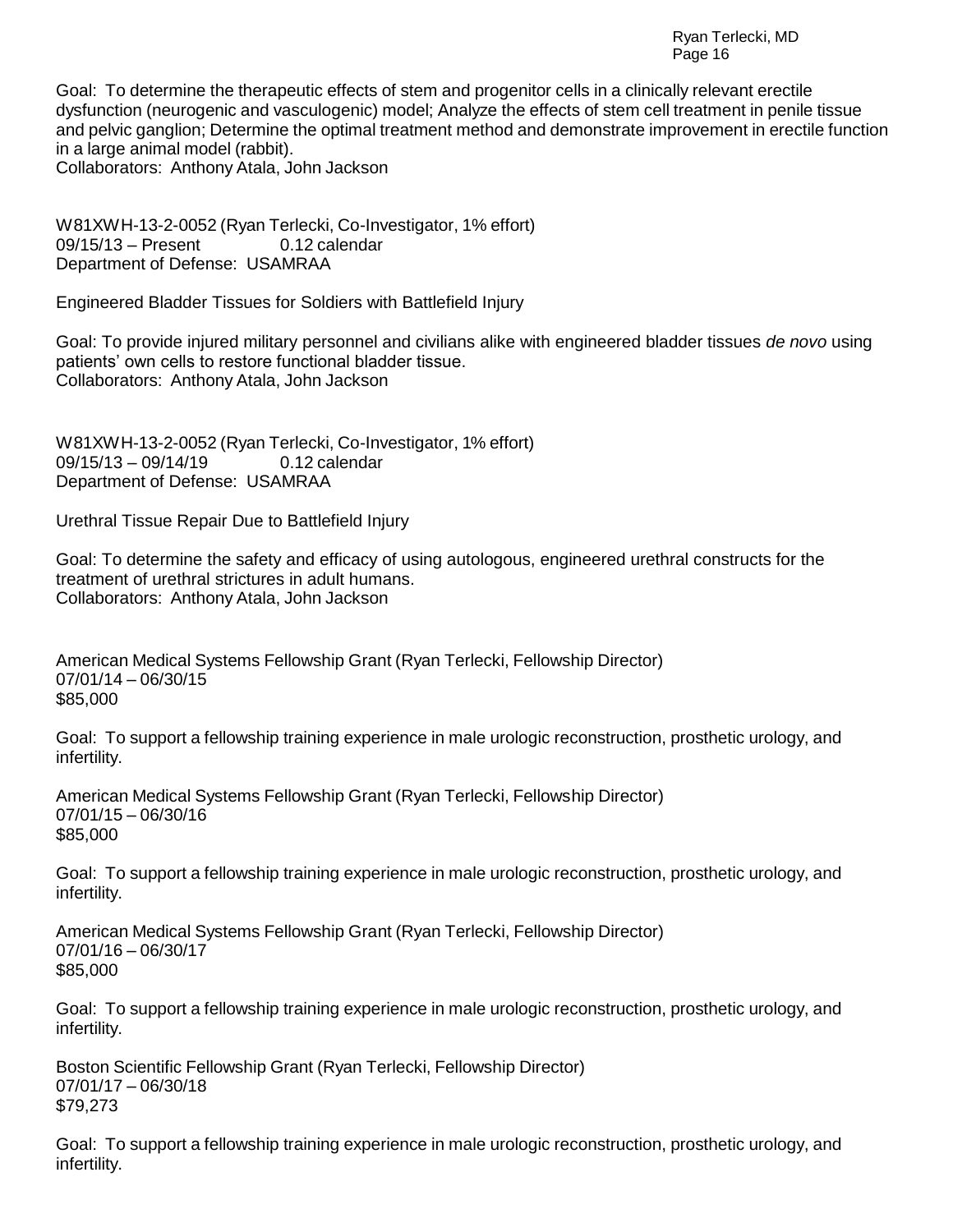Goal: To determine the therapeutic effects of stem and progenitor cells in a clinically relevant erectile dysfunction (neurogenic and vasculogenic) model; Analyze the effects of stem cell treatment in penile tissue and pelvic ganglion; Determine the optimal treatment method and demonstrate improvement in erectile function in a large animal model (rabbit).
Collaborators: Anthony Atala, John Jackson

W81XWH-13-2-0052 (Ryan Terlecki, Co-Investigator, 1% effort)
09/15/13 – Present 0.12 calendar
Department of Defense: USAMRAA

Engineered Bladder Tissues for Soldiers with Battlefield Injury

Goal: To provide injured military personnel and civilians alike with engineered bladder tissues *de novo* using patients' own cells to restore functional bladder tissue.
Collaborators: Anthony Atala, John Jackson

W81XWH-13-2-0052 (Ryan Terlecki, Co-Investigator, 1% effort)
09/15/13 – 09/14/19 0.12 calendar
Department of Defense: USAMRAA

Urethral Tissue Repair Due to Battlefield Injury

Goal: To determine the safety and efficacy of using autologous, engineered urethral constructs for the treatment of urethral strictures in adult humans.
Collaborators: Anthony Atala, John Jackson

American Medical Systems Fellowship Grant (Ryan Terlecki, Fellowship Director)
07/01/14 – 06/30/15
$85,000

Goal: To support a fellowship training experience in male urologic reconstruction, prosthetic urology, and infertility.

American Medical Systems Fellowship Grant (Ryan Terlecki, Fellowship Director)
07/01/15 – 06/30/16
$85,000

Goal: To support a fellowship training experience in male urologic reconstruction, prosthetic urology, and infertility.

American Medical Systems Fellowship Grant (Ryan Terlecki, Fellowship Director)
07/01/16 – 06/30/17
$85,000

Goal: To support a fellowship training experience in male urologic reconstruction, prosthetic urology, and infertility.

Boston Scientific Fellowship Grant (Ryan Terlecki, Fellowship Director)
07/01/17 – 06/30/18
$79,273

Goal: To support a fellowship training experience in male urologic reconstruction, prosthetic urology, and infertility.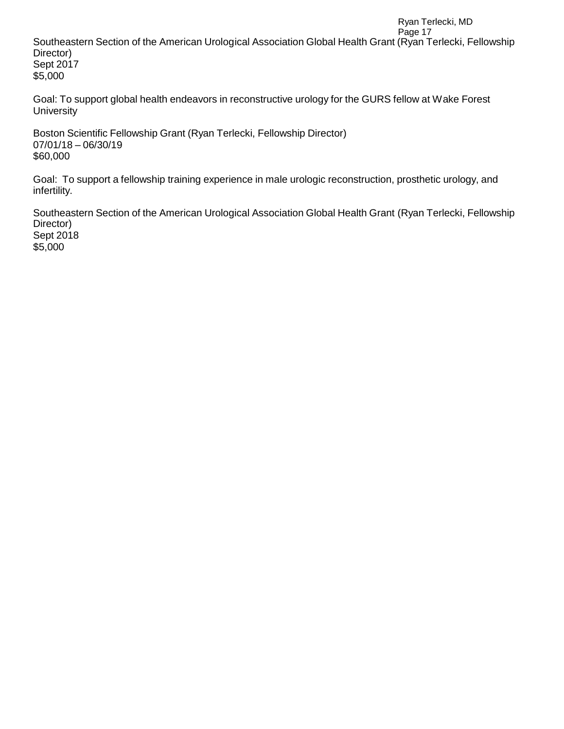Southeastern Section of the American Urological Association Global Health Grant (Ryan Terlecki, Fellowship Director)
Sept 2017
$5,000

Goal: To support global health endeavors in reconstructive urology for the GURS fellow at Wake Forest University

Boston Scientific Fellowship Grant (Ryan Terlecki, Fellowship Director)
07/01/18 – 06/30/19
$60,000

Goal: To support a fellowship training experience in male urologic reconstruction, prosthetic urology, and infertility.

Southeastern Section of the American Urological Association Global Health Grant (Ryan Terlecki, Fellowship Director)
Sept 2018
$5,000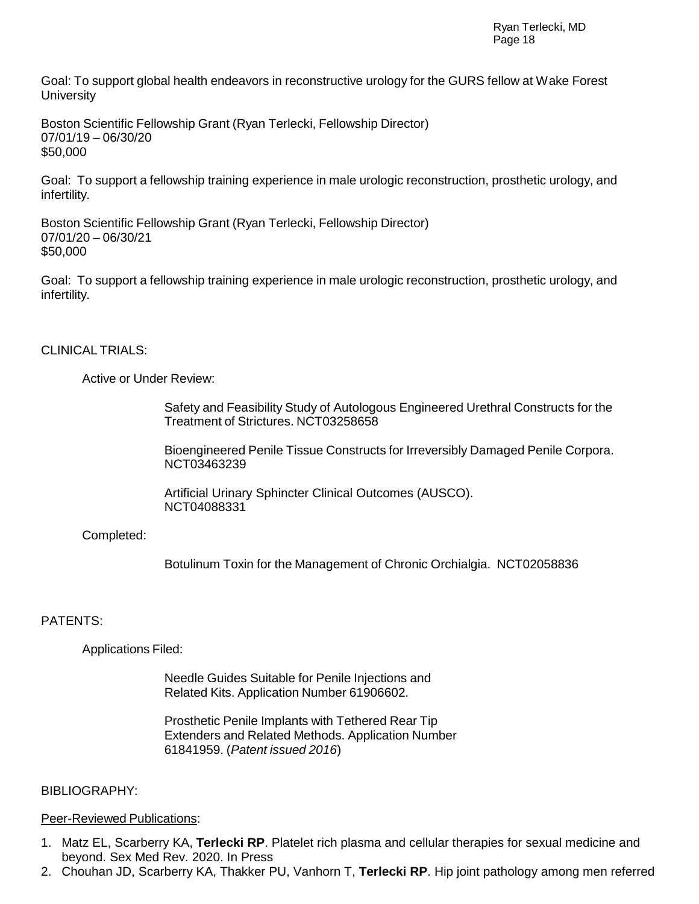Goal: To support global health endeavors in reconstructive urology for the GURS fellow at Wake Forest University

Boston Scientific Fellowship Grant (Ryan Terlecki, Fellowship Director)
07/01/19 – 06/30/20
$50,000

Goal: To support a fellowship training experience in male urologic reconstruction, prosthetic urology, and infertility.

Boston Scientific Fellowship Grant (Ryan Terlecki, Fellowship Director)
07/01/20 – 06/30/21
$50,000

Goal: To support a fellowship training experience in male urologic reconstruction, prosthetic urology, and infertility.

## CLINICAL TRIALS:

### Active or Under Review:

Safety and Feasibility Study of Autologous Engineered Urethral Constructs for the Treatment of Strictures. NCT03258658

Bioengineered Penile Tissue Constructs for Irreversibly Damaged Penile Corpora. NCT03463239

Artificial Urinary Sphincter Clinical Outcomes (AUSCO). NCT04088331

### Completed:

Botulinum Toxin for the Management of Chronic Orchialgia. NCT02058836

## PATENTS:

### Applications Filed:

Needle Guides Suitable for Penile Injections and Related Kits. Application Number 61906602.

Prosthetic Penile Implants with Tethered Rear Tip Extenders and Related Methods. Application Number 61841959. (*Patent issued 2016*)

## BIBLIOGRAPHY:

Peer-Reviewed Publications:

1. Matz EL, Scarberry KA, **Terlecki RP**. Platelet rich plasma and cellular therapies for sexual medicine and beyond. Sex Med Rev. 2020. In Press
2. Chouhan JD, Scarberry KA, Thakker PU, Vanhorn T, **Terlecki RP**. Hip joint pathology among men referred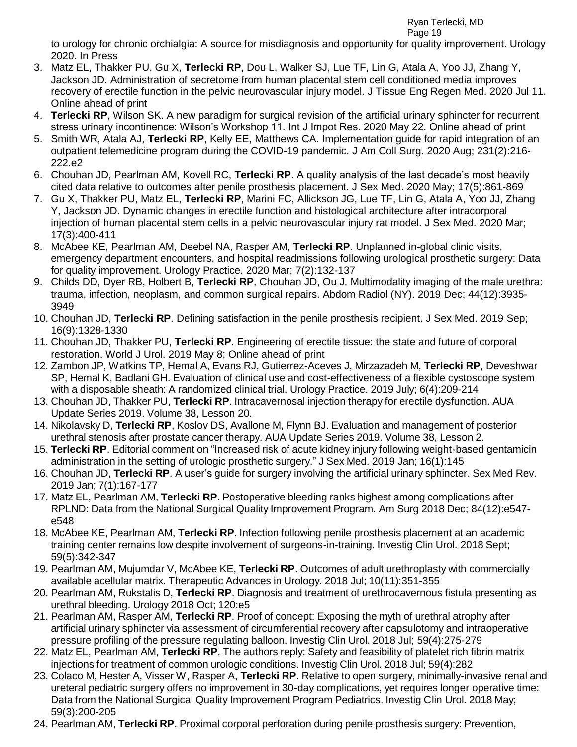to urology for chronic orchialgia: A source for misdiagnosis and opportunity for quality improvement. Urology 2020. In Press

3. Matz EL, Thakker PU, Gu X, **Terlecki RP**, Dou L, Walker SJ, Lue TF, Lin G, Atala A, Yoo JJ, Zhang Y, Jackson JD. Administration of secretome from human placental stem cell conditioned media improves recovery of erectile function in the pelvic neurovascular injury model. J Tissue Eng Regen Med. 2020 Jul 11. Online ahead of print
4. **Terlecki RP**, Wilson SK. A new paradigm for surgical revision of the artificial urinary sphincter for recurrent stress urinary incontinence: Wilson's Workshop 11. Int J Impot Res. 2020 May 22. Online ahead of print
5. Smith WR, Atala AJ, **Terlecki RP**, Kelly EE, Matthews CA. Implementation guide for rapid integration of an outpatient telemedicine program during the COVID-19 pandemic. J Am Coll Surg. 2020 Aug; 231(2):216-222.e2
6. Chouhan JD, Pearlman AM, Kovell RC, **Terlecki RP**. A quality analysis of the last decade's most heavily cited data relative to outcomes after penile prosthesis placement. J Sex Med. 2020 May; 17(5):861-869
7. Gu X, Thakker PU, Matz EL, **Terlecki RP**, Marini FC, Allickson JG, Lue TF, Lin G, Atala A, Yoo JJ, Zhang Y, Jackson JD. Dynamic changes in erectile function and histological architecture after intracorporal injection of human placental stem cells in a pelvic neurovascular injury rat model. J Sex Med. 2020 Mar; 17(3):400-411
8. McAbee KE, Pearlman AM, Deebel NA, Rasper AM, **Terlecki RP**. Unplanned in-global clinic visits, emergency department encounters, and hospital readmissions following urological prosthetic surgery: Data for quality improvement. Urology Practice. 2020 Mar; 7(2):132-137
9. Childs DD, Dyer RB, Holbert B, **Terlecki RP**, Chouhan JD, Ou J. Multimodality imaging of the male urethra: trauma, infection, neoplasm, and common surgical repairs. Abdom Radiol (NY). 2019 Dec; 44(12):3935-3949
10. Chouhan JD, **Terlecki RP**. Defining satisfaction in the penile prosthesis recipient. J Sex Med. 2019 Sep; 16(9):1328-1330
11. Chouhan JD, Thakker PU, **Terlecki RP**. Engineering of erectile tissue: the state and future of corporal restoration. World J Urol. 2019 May 8; Online ahead of print
12. Zambon JP, Watkins TP, Hemal A, Evans RJ, Gutierrez-Aceves J, Mirzazadeh M, **Terlecki RP**, Deveshwar SP, Hemal K, Badlani GH. Evaluation of clinical use and cost-effectiveness of a flexible cystoscope system with a disposable sheath: A randomized clinical trial. Urology Practice. 2019 July; 6(4):209-214
13. Chouhan JD, Thakker PU, **Terlecki RP**. Intracavernosal injection therapy for erectile dysfunction. AUA Update Series 2019. Volume 38, Lesson 20.
14. Nikolavsky D, **Terlecki RP**, Koslov DS, Avallone M, Flynn BJ. Evaluation and management of posterior urethral stenosis after prostate cancer therapy. AUA Update Series 2019. Volume 38, Lesson 2.
15. **Terlecki RP**. Editorial comment on "Increased risk of acute kidney injury following weight-based gentamicin administration in the setting of urologic prosthetic surgery." J Sex Med. 2019 Jan; 16(1):145
16. Chouhan JD, **Terlecki RP**. A user's guide for surgery involving the artificial urinary sphincter. Sex Med Rev. 2019 Jan; 7(1):167-177
17. Matz EL, Pearlman AM, **Terlecki RP**. Postoperative bleeding ranks highest among complications after RPLND: Data from the National Surgical Quality Improvement Program. Am Surg 2018 Dec; 84(12):e547-e548
18. McAbee KE, Pearlman AM, **Terlecki RP**. Infection following penile prosthesis placement at an academic training center remains low despite involvement of surgeons-in-training. Investig Clin Urol. 2018 Sept; 59(5):342-347
19. Pearlman AM, Mujumdar V, McAbee KE, **Terlecki RP**. Outcomes of adult urethroplasty with commercially available acellular matrix. Therapeutic Advances in Urology. 2018 Jul; 10(11):351-355
20. Pearlman AM, Rukstalis D, **Terlecki RP**. Diagnosis and treatment of urethrocavernous fistula presenting as urethral bleeding. Urology 2018 Oct; 120:e5
21. Pearlman AM, Rasper AM, **Terlecki RP**. Proof of concept: Exposing the myth of urethral atrophy after artificial urinary sphincter via assessment of circumferential recovery after capsulotomy and intraoperative pressure profiling of the pressure regulating balloon. Investig Clin Urol. 2018 Jul; 59(4):275-279
22. Matz EL, Pearlman AM, **Terlecki RP**. The authors reply: Safety and feasibility of platelet rich fibrin matrix injections for treatment of common urologic conditions. Investig Clin Urol. 2018 Jul; 59(4):282
23. Colaco M, Hester A, Visser W, Rasper A, **Terlecki RP**. Relative to open surgery, minimally-invasive renal and ureteral pediatric surgery offers no improvement in 30-day complications, yet requires longer operative time: Data from the National Surgical Quality Improvement Program Pediatrics. Investig Clin Urol. 2018 May; 59(3):200-205
24. Pearlman AM, **Terlecki RP**. Proximal corporal perforation during penile prosthesis surgery: Prevention,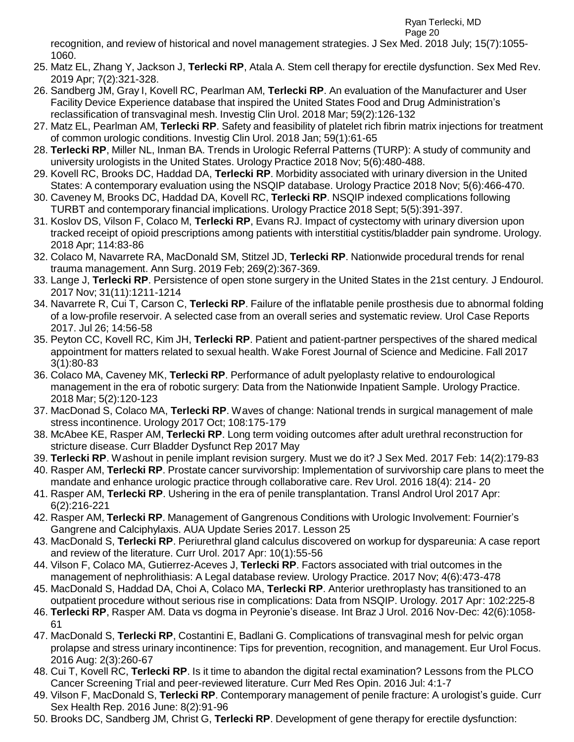recognition, and review of historical and novel management strategies. J Sex Med. 2018 July; 15(7):1055-1060.

25. Matz EL, Zhang Y, Jackson J, **Terlecki RP**, Atala A. Stem cell therapy for erectile dysfunction. Sex Med Rev. 2019 Apr; 7(2):321-328.
26. Sandberg JM, Gray I, Kovell RC, Pearlman AM, **Terlecki RP**. An evaluation of the Manufacturer and User Facility Device Experience database that inspired the United States Food and Drug Administration's reclassification of transvaginal mesh. Investig Clin Urol. 2018 Mar; 59(2):126-132
27. Matz EL, Pearlman AM, **Terlecki RP**. Safety and feasibility of platelet rich fibrin matrix injections for treatment of common urologic conditions. Investig Clin Urol. 2018 Jan; 59(1):61-65
28. **Terlecki RP**, Miller NL, Inman BA. Trends in Urologic Referral Patterns (TURP): A study of community and university urologists in the United States. Urology Practice 2018 Nov; 5(6):480-488.
29. Kovell RC, Brooks DC, Haddad DA, **Terlecki RP**. Morbidity associated with urinary diversion in the United States: A contemporary evaluation using the NSQIP database. Urology Practice 2018 Nov; 5(6):466-470.
30. Caveney M, Brooks DC, Haddad DA, Kovell RC, **Terlecki RP**. NSQIP indexed complications following TURBT and contemporary financial implications. Urology Practice 2018 Sept; 5(5):391-397.
31. Koslov DS, Vilson F, Colaco M, **Terlecki RP**, Evans RJ. Impact of cystectomy with urinary diversion upon tracked receipt of opioid prescriptions among patients with interstitial cystitis/bladder pain syndrome. Urology. 2018 Apr; 114:83-86
32. Colaco M, Navarrete RA, MacDonald SM, Stitzel JD, **Terlecki RP**. Nationwide procedural trends for renal trauma management. Ann Surg. 2019 Feb; 269(2):367-369.
33. Lange J, **Terlecki RP**. Persistence of open stone surgery in the United States in the 21st century. J Endourol. 2017 Nov; 31(11):1211-1214
34. Navarrete R, Cui T, Carson C, **Terlecki RP**. Failure of the inflatable penile prosthesis due to abnormal folding of a low-profile reservoir. A selected case from an overall series and systematic review. Urol Case Reports 2017. Jul 26; 14:56-58
35. Peyton CC, Kovell RC, Kim JH, **Terlecki RP**. Patient and patient-partner perspectives of the shared medical appointment for matters related to sexual health. Wake Forest Journal of Science and Medicine. Fall 2017 3(1):80-83
36. Colaco MA, Caveney MK, **Terlecki RP**. Performance of adult pyeloplasty relative to endourological management in the era of robotic surgery: Data from the Nationwide Inpatient Sample. Urology Practice. 2018 Mar; 5(2):120-123
37. MacDonad S, Colaco MA, **Terlecki RP**. Waves of change: National trends in surgical management of male stress incontinence. Urology 2017 Oct; 108:175-179
38. McAbee KE, Rasper AM, **Terlecki RP**. Long term voiding outcomes after adult urethral reconstruction for stricture disease. Curr Bladder Dysfunct Rep 2017 May
39. **Terlecki RP**. Washout in penile implant revision surgery. Must we do it? J Sex Med. 2017 Feb: 14(2):179-83
40. Rasper AM, **Terlecki RP**. Prostate cancer survivorship: Implementation of survivorship care plans to meet the mandate and enhance urologic practice through collaborative care. Rev Urol. 2016 18(4): 214- 20
41. Rasper AM, **Terlecki RP**. Ushering in the era of penile transplantation. Transl Androl Urol 2017 Apr: 6(2):216-221
42. Rasper AM, **Terlecki RP**. Management of Gangrenous Conditions with Urologic Involvement: Fournier's Gangrene and Calciphylaxis. AUA Update Series 2017. Lesson 25
43. MacDonald S, **Terlecki RP**. Periurethral gland calculus discovered on workup for dyspareunia: A case report and review of the literature. Curr Urol. 2017 Apr: 10(1):55-56
44. Vilson F, Colaco MA, Gutierrez-Aceves J, **Terlecki RP**. Factors associated with trial outcomes in the management of nephrolithiasis: A Legal database review. Urology Practice. 2017 Nov; 4(6):473-478
45. MacDonald S, Haddad DA, Choi A, Colaco MA, **Terlecki RP**. Anterior urethroplasty has transitioned to an outpatient procedure without serious rise in complications: Data from NSQIP. Urology. 2017 Apr: 102:225-8
46. **Terlecki RP**, Rasper AM. Data vs dogma in Peyronie's disease. Int Braz J Urol. 2016 Nov-Dec: 42(6):1058-61
47. MacDonald S, **Terlecki RP**, Costantini E, Badlani G. Complications of transvaginal mesh for pelvic organ prolapse and stress urinary incontinence: Tips for prevention, recognition, and management. Eur Urol Focus. 2016 Aug: 2(3):260-67
48. Cui T, Kovell RC, **Terlecki RP**. Is it time to abandon the digital rectal examination? Lessons from the PLCO Cancer Screening Trial and peer-reviewed literature. Curr Med Res Opin. 2016 Jul: 4:1-7
49. Vilson F, MacDonald S, **Terlecki RP**. Contemporary management of penile fracture: A urologist's guide. Curr Sex Health Rep. 2016 June: 8(2):91-96
50. Brooks DC, Sandberg JM, Christ G, **Terlecki RP**. Development of gene therapy for erectile dysfunction: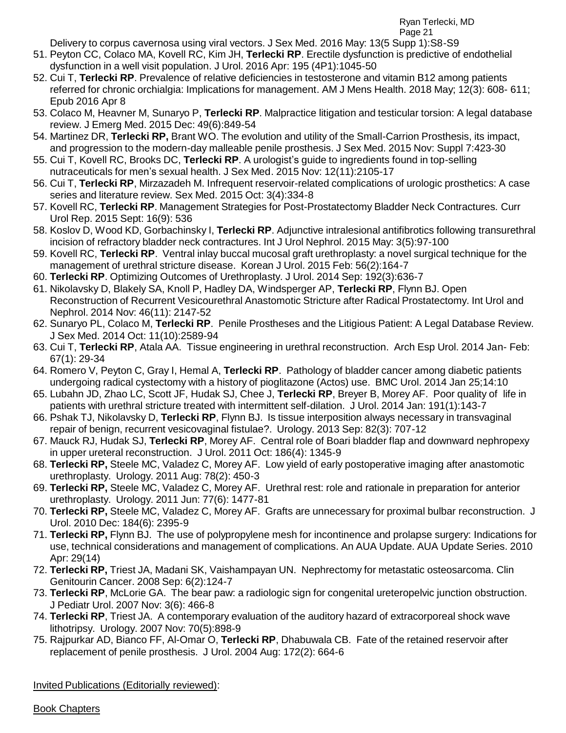Delivery to corpus cavernosa using viral vectors. J Sex Med. 2016 May: 13(5 Supp 1):S8-S9

51. Peyton CC, Colaco MA, Kovell RC, Kim JH, **Terlecki RP**. Erectile dysfunction is predictive of endothelial dysfunction in a well visit population. J Urol. 2016 Apr: 195 (4P1):1045-50
52. Cui T, **Terlecki RP**. Prevalence of relative deficiencies in testosterone and vitamin B12 among patients referred for chronic orchialgia: Implications for management. AM J Mens Health. 2018 May; 12(3): 608- 611; Epub 2016 Apr 8
53. Colaco M, Heavner M, Sunaryo P, **Terlecki RP**. Malpractice litigation and testicular torsion: A legal database review. J Emerg Med. 2015 Dec: 49(6):849-54
54. Martinez DR, **Terlecki RP,** Brant WO. The evolution and utility of the Small-Carrion Prosthesis, its impact, and progression to the modern-day malleable penile prosthesis. J Sex Med. 2015 Nov: Suppl 7:423-30
55. Cui T, Kovell RC, Brooks DC, **Terlecki RP**. A urologist's guide to ingredients found in top-selling nutraceuticals for men's sexual health. J Sex Med. 2015 Nov: 12(11):2105-17
56. Cui T, **Terlecki RP**, Mirzazadeh M. Infrequent reservoir-related complications of urologic prosthetics: A case series and literature review. Sex Med. 2015 Oct: 3(4):334-8
57. Kovell RC, **Terlecki RP**. Management Strategies for Post-Prostatectomy Bladder Neck Contractures. Curr Urol Rep. 2015 Sept: 16(9): 536
58. Koslov D, Wood KD, Gorbachinsky I, **Terlecki RP**. Adjunctive intralesional antifibrotics following transurethral incision of refractory bladder neck contractures. Int J Urol Nephrol. 2015 May: 3(5):97-100
59. Kovell RC, **Terlecki RP**. Ventral inlay buccal mucosal graft urethroplasty: a novel surgical technique for the management of urethral stricture disease. Korean J Urol. 2015 Feb: 56(2):164-7
60. **Terlecki RP**. Optimizing Outcomes of Urethroplasty. J Urol. 2014 Sep: 192(3):636-7
61. Nikolavsky D, Blakely SA, Knoll P, Hadley DA, Windsperger AP, **Terlecki RP**, Flynn BJ. Open Reconstruction of Recurrent Vesicourethral Anastomotic Stricture after Radical Prostatectomy. Int Urol and Nephrol. 2014 Nov: 46(11): 2147-52
62. Sunaryo PL, Colaco M, **Terlecki RP**. Penile Prostheses and the Litigious Patient: A Legal Database Review. J Sex Med. 2014 Oct: 11(10):2589-94
63. Cui T, **Terlecki RP**, Atala AA. Tissue engineering in urethral reconstruction. Arch Esp Urol. 2014 Jan- Feb: 67(1): 29-34
64. Romero V, Peyton C, Gray I, Hemal A, **Terlecki RP**. Pathology of bladder cancer among diabetic patients undergoing radical cystectomy with a history of pioglitazone (Actos) use. BMC Urol. 2014 Jan 25;14:10
65. Lubahn JD, Zhao LC, Scott JF, Hudak SJ, Chee J, **Terlecki RP**, Breyer B, Morey AF. Poor quality of life in patients with urethral stricture treated with intermittent self-dilation. J Urol. 2014 Jan: 191(1):143-7
66. Pshak TJ, Nikolavsky D, **Terlecki RP**, Flynn BJ. Is tissue interposition always necessary in transvaginal repair of benign, recurrent vesicovaginal fistulae?. Urology. 2013 Sep: 82(3): 707-12
67. Mauck RJ, Hudak SJ, **Terlecki RP**, Morey AF. Central role of Boari bladder flap and downward nephropexy in upper ureteral reconstruction. J Urol. 2011 Oct: 186(4): 1345-9
68. **Terlecki RP,** Steele MC, Valadez C, Morey AF. Low yield of early postoperative imaging after anastomotic urethroplasty. Urology. 2011 Aug: 78(2): 450-3
69. **Terlecki RP,** Steele MC, Valadez C, Morey AF. Urethral rest: role and rationale in preparation for anterior urethroplasty. Urology. 2011 Jun: 77(6): 1477-81
70. **Terlecki RP,** Steele MC, Valadez C, Morey AF. Grafts are unnecessary for proximal bulbar reconstruction. J Urol. 2010 Dec: 184(6): 2395-9
71. **Terlecki RP,** Flynn BJ. The use of polypropylene mesh for incontinence and prolapse surgery: Indications for use, technical considerations and management of complications. An AUA Update. AUA Update Series. 2010 Apr: 29(14)
72. **Terlecki RP,** Triest JA, Madani SK, Vaishampayan UN. Nephrectomy for metastatic osteosarcoma. Clin Genitourin Cancer. 2008 Sep: 6(2):124-7
73. **Terlecki RP**, McLorie GA. The bear paw: a radiologic sign for congenital ureteropelvic junction obstruction. J Pediatr Urol. 2007 Nov: 3(6): 466-8
74. **Terlecki RP**, Triest JA. A contemporary evaluation of the auditory hazard of extracorporeal shock wave lithotripsy. Urology. 2007 Nov: 70(5):898-9
75. Rajpurkar AD, Bianco FF, Al-Omar O, **Terlecki RP**, Dhabuwala CB. Fate of the retained reservoir after replacement of penile prosthesis. J Urol. 2004 Aug: 172(2): 664-6

Invited Publications (Editorially reviewed):

Book Chapters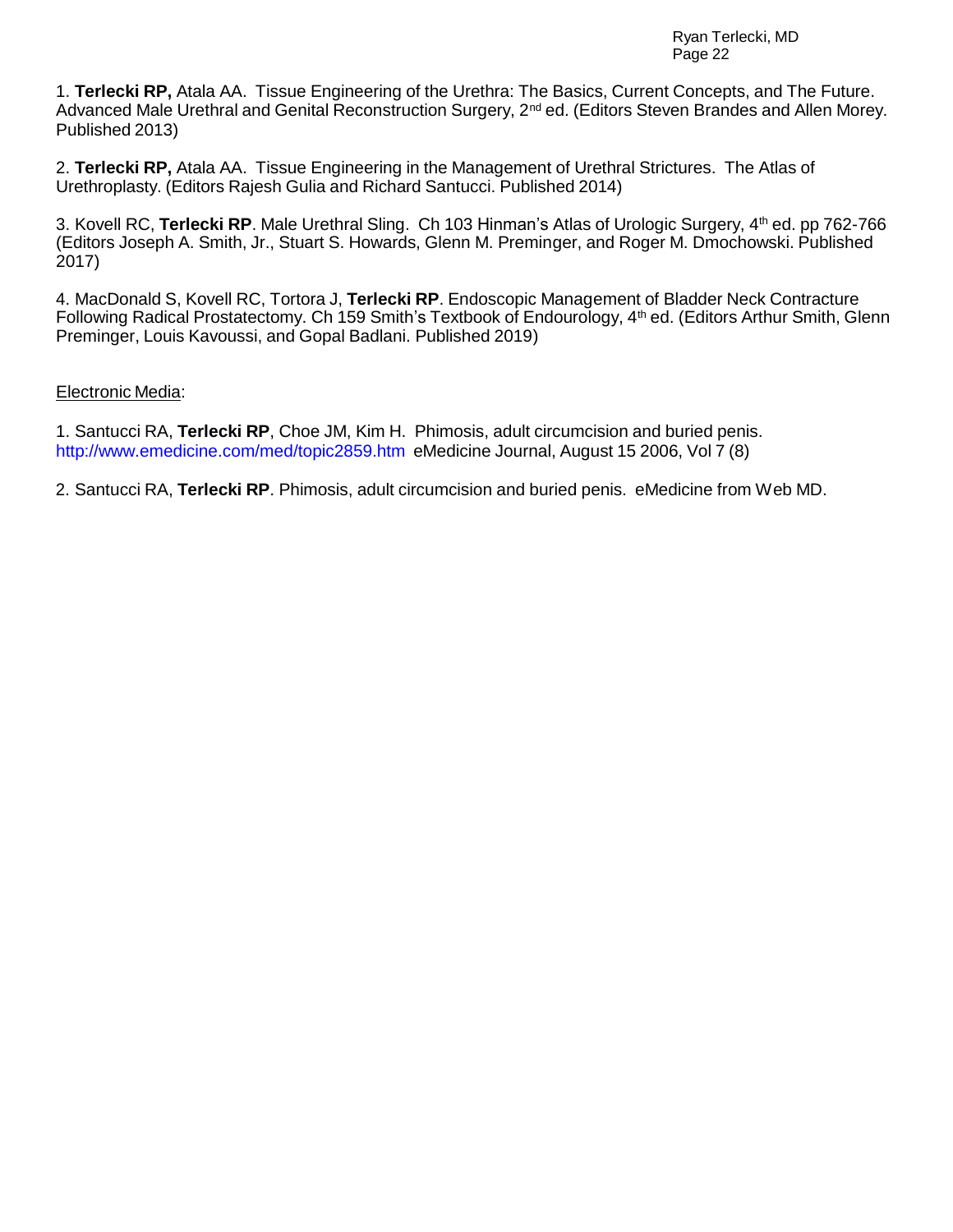1. **Terlecki RP,** Atala AA. Tissue Engineering of the Urethra: The Basics, Current Concepts, and The Future. Advanced Male Urethral and Genital Reconstruction Surgery, 2nd ed. (Editors Steven Brandes and Allen Morey. Published 2013)

2. **Terlecki RP,** Atala AA. Tissue Engineering in the Management of Urethral Strictures. The Atlas of Urethroplasty. (Editors Rajesh Gulia and Richard Santucci. Published 2014)

3. Kovell RC, **Terlecki RP**. Male Urethral Sling. Ch 103 Hinman's Atlas of Urologic Surgery, 4th ed. pp 762-766 (Editors Joseph A. Smith, Jr., Stuart S. Howards, Glenn M. Preminger, and Roger M. Dmochowski. Published 2017)

4. MacDonald S, Kovell RC, Tortora J, **Terlecki RP**. Endoscopic Management of Bladder Neck Contracture Following Radical Prostatectomy. Ch 159 Smith's Textbook of Endourology, 4th ed. (Editors Arthur Smith, Glenn Preminger, Louis Kavoussi, and Gopal Badlani. Published 2019)

Electronic Media:

1. Santucci RA, **Terlecki RP**, Choe JM, Kim H. Phimosis, adult circumcision and buried penis. http://www.emedicine.com/med/topic2859.htm eMedicine Journal, August 15 2006, Vol 7 (8)

2. Santucci RA, **Terlecki RP**. Phimosis, adult circumcision and buried penis. eMedicine from Web MD.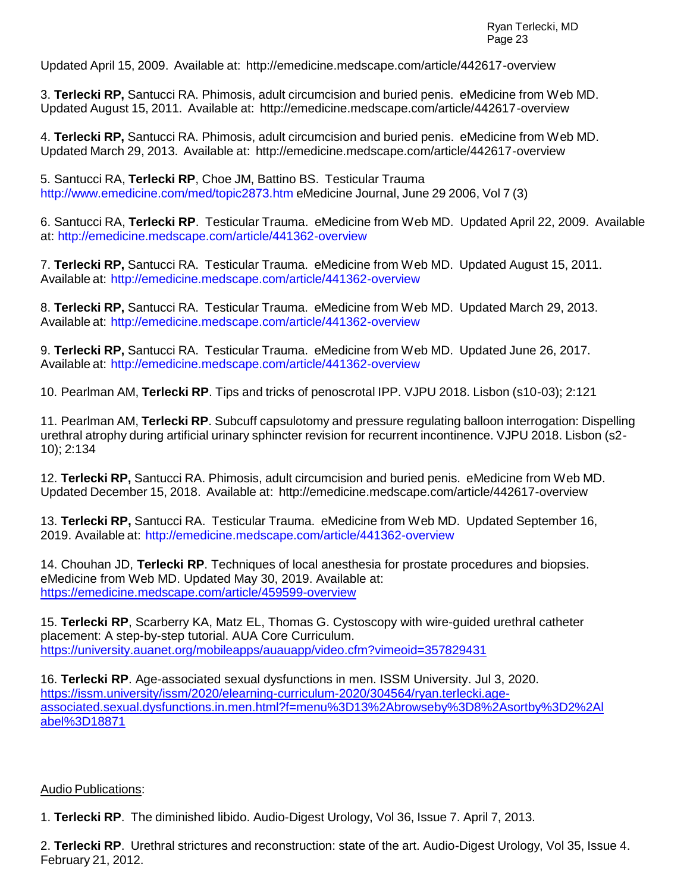Updated April 15, 2009. Available at: http://emedicine.medscape.com/article/442617-overview

3. **Terlecki RP,** Santucci RA. Phimosis, adult circumcision and buried penis. eMedicine from Web MD. Updated August 15, 2011. Available at: http://emedicine.medscape.com/article/442617-overview

4. **Terlecki RP,** Santucci RA. Phimosis, adult circumcision and buried penis. eMedicine from Web MD. Updated March 29, 2013. Available at: http://emedicine.medscape.com/article/442617-overview

5. Santucci RA, **Terlecki RP**, Choe JM, Battino BS. Testicular Trauma http://www.emedicine.com/med/topic2873.htm eMedicine Journal, June 29 2006, Vol 7 (3)

6. Santucci RA, **Terlecki RP**. Testicular Trauma. eMedicine from Web MD. Updated April 22, 2009. Available at: http://emedicine.medscape.com/article/441362-overview

7. **Terlecki RP,** Santucci RA. Testicular Trauma. eMedicine from Web MD. Updated August 15, 2011. Available at: http://emedicine.medscape.com/article/441362-overview

8. **Terlecki RP,** Santucci RA. Testicular Trauma. eMedicine from Web MD. Updated March 29, 2013. Available at: http://emedicine.medscape.com/article/441362-overview

9. **Terlecki RP,** Santucci RA. Testicular Trauma. eMedicine from Web MD. Updated June 26, 2017. Available at: http://emedicine.medscape.com/article/441362-overview

10. Pearlman AM, **Terlecki RP**. Tips and tricks of penoscrotal IPP. VJPU 2018. Lisbon (s10-03); 2:121

11. Pearlman AM, **Terlecki RP**. Subcuff capsulotomy and pressure regulating balloon interrogation: Dispelling urethral atrophy during artificial urinary sphincter revision for recurrent incontinence. VJPU 2018. Lisbon (s2-10); 2:134

12. **Terlecki RP,** Santucci RA. Phimosis, adult circumcision and buried penis. eMedicine from Web MD. Updated December 15, 2018. Available at: http://emedicine.medscape.com/article/442617-overview

13. **Terlecki RP,** Santucci RA. Testicular Trauma. eMedicine from Web MD. Updated September 16, 2019. Available at: http://emedicine.medscape.com/article/441362-overview

14. Chouhan JD, **Terlecki RP**. Techniques of local anesthesia for prostate procedures and biopsies. eMedicine from Web MD. Updated May 30, 2019. Available at: https://emedicine.medscape.com/article/459599-overview

15. **Terlecki RP**, Scarberry KA, Matz EL, Thomas G. Cystoscopy with wire-guided urethral catheter placement: A step-by-step tutorial. AUA Core Curriculum. https://university.auanet.org/mobileapps/auauapp/video.cfm?vimeoid=357829431

16. **Terlecki RP**. Age-associated sexual dysfunctions in men. ISSM University. Jul 3, 2020. https://issm.university/issm/2020/elearning-curriculum-2020/304564/ryan.terlecki.age-associated.sexual.dysfunctions.in.men.html?f=menu%3D13%2Abrowseby%3D8%2Asortby%3D2%2Alabel%3D18871

Audio Publications:

1. **Terlecki RP**. The diminished libido. Audio-Digest Urology, Vol 36, Issue 7. April 7, 2013.

2. **Terlecki RP**. Urethral strictures and reconstruction: state of the art. Audio-Digest Urology, Vol 35, Issue 4. February 21, 2012.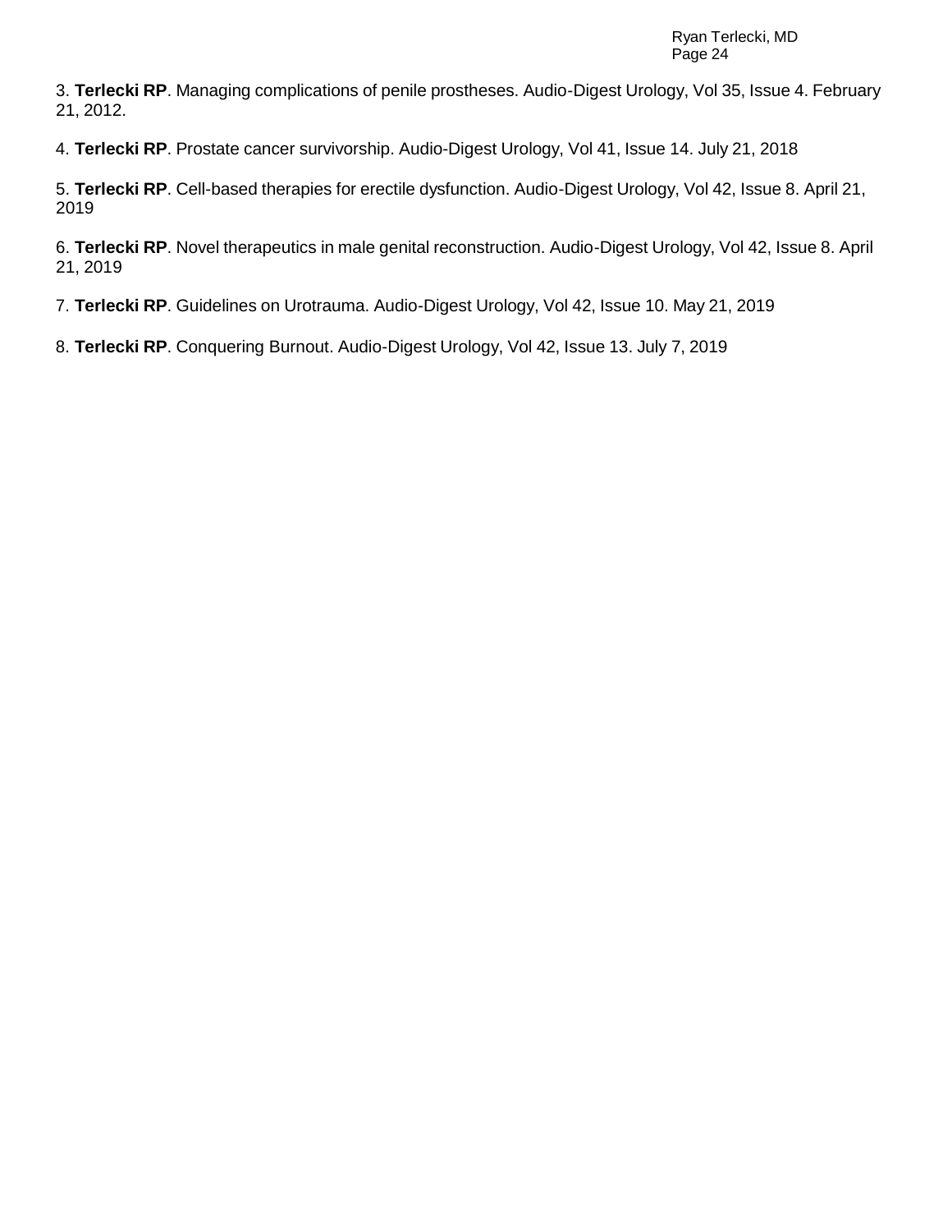3. **Terlecki RP**. Managing complications of penile prostheses. Audio-Digest Urology, Vol 35, Issue 4. February 21, 2012.

4. **Terlecki RP**. Prostate cancer survivorship. Audio-Digest Urology, Vol 41, Issue 14. July 21, 2018

5. **Terlecki RP**. Cell-based therapies for erectile dysfunction. Audio-Digest Urology, Vol 42, Issue 8. April 21, 2019

6. **Terlecki RP**. Novel therapeutics in male genital reconstruction. Audio-Digest Urology, Vol 42, Issue 8. April 21, 2019

7. **Terlecki RP**. Guidelines on Urotrauma. Audio-Digest Urology, Vol 42, Issue 10. May 21, 2019

8. **Terlecki RP**. Conquering Burnout. Audio-Digest Urology, Vol 42, Issue 13. July 7, 2019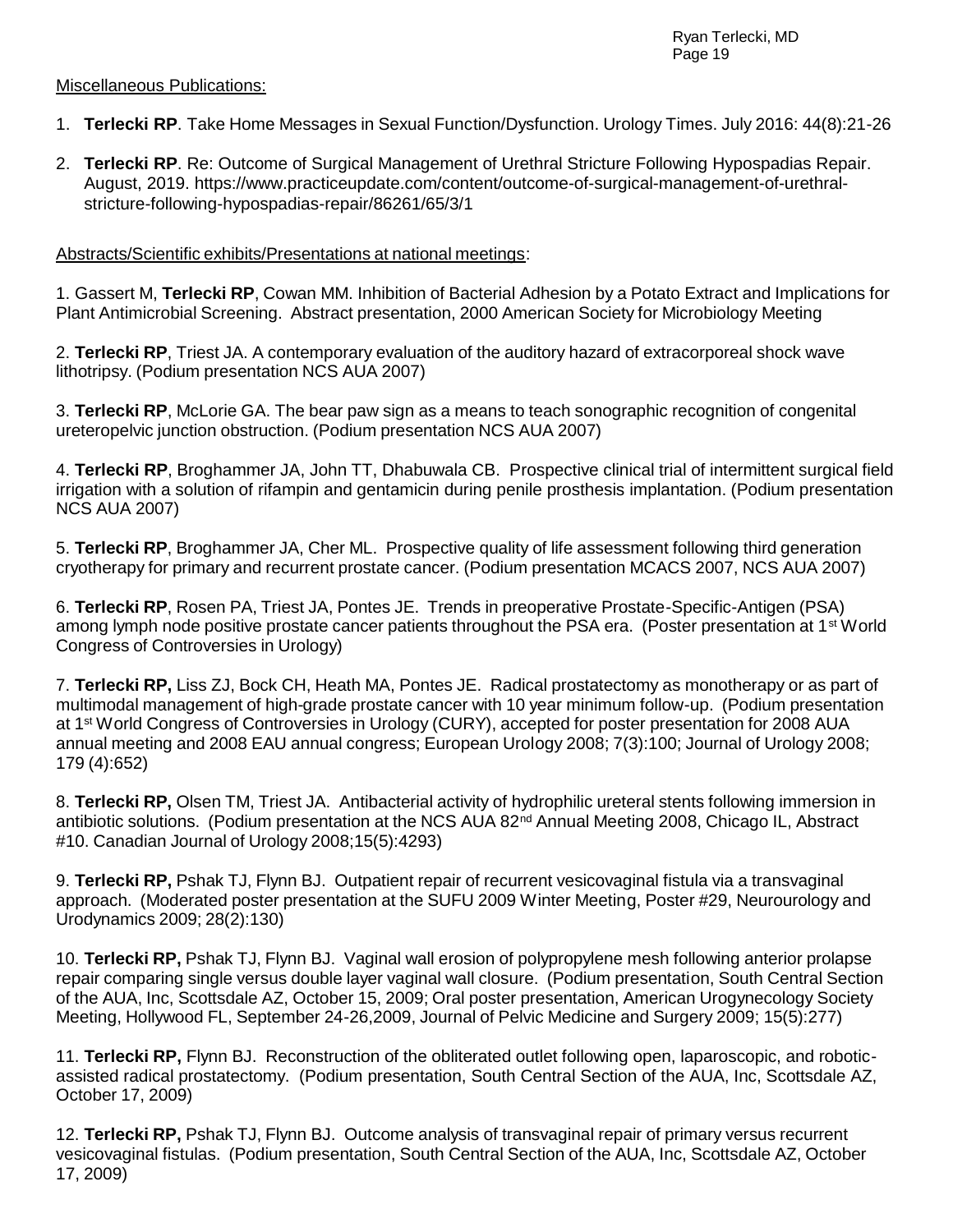Miscellaneous Publications:

1. **Terlecki RP**. Take Home Messages in Sexual Function/Dysfunction. Urology Times. July 2016: 44(8):21-26
2. **Terlecki RP**. Re: Outcome of Surgical Management of Urethral Stricture Following Hypospadias Repair. August, 2019. https://www.practiceupdate.com/content/outcome-of-surgical-management-of-urethral-stricture-following-hypospadias-repair/86261/65/3/1

Abstracts/Scientific exhibits/Presentations at national meetings:

1. Gassert M, **Terlecki RP**, Cowan MM. Inhibition of Bacterial Adhesion by a Potato Extract and Implications for Plant Antimicrobial Screening. Abstract presentation, 2000 American Society for Microbiology Meeting

2. **Terlecki RP**, Triest JA. A contemporary evaluation of the auditory hazard of extracorporeal shock wave lithotripsy. (Podium presentation NCS AUA 2007)

3. **Terlecki RP**, McLorie GA. The bear paw sign as a means to teach sonographic recognition of congenital ureteropelvic junction obstruction. (Podium presentation NCS AUA 2007)

4. **Terlecki RP**, Broghammer JA, John TT, Dhabuwala CB. Prospective clinical trial of intermittent surgical field irrigation with a solution of rifampin and gentamicin during penile prosthesis implantation. (Podium presentation NCS AUA 2007)

5. **Terlecki RP**, Broghammer JA, Cher ML. Prospective quality of life assessment following third generation cryotherapy for primary and recurrent prostate cancer. (Podium presentation MCACS 2007, NCS AUA 2007)

6. **Terlecki RP**, Rosen PA, Triest JA, Pontes JE. Trends in preoperative Prostate-Specific-Antigen (PSA) among lymph node positive prostate cancer patients throughout the PSA era. (Poster presentation at 1st World Congress of Controversies in Urology)

7. **Terlecki RP,** Liss ZJ, Bock CH, Heath MA, Pontes JE. Radical prostatectomy as monotherapy or as part of multimodal management of high-grade prostate cancer with 10 year minimum follow-up. (Podium presentation at 1st World Congress of Controversies in Urology (CURY), accepted for poster presentation for 2008 AUA annual meeting and 2008 EAU annual congress; European Urology 2008; 7(3):100; Journal of Urology 2008; 179 (4):652)

8. **Terlecki RP,** Olsen TM, Triest JA. Antibacterial activity of hydrophilic ureteral stents following immersion in antibiotic solutions. (Podium presentation at the NCS AUA 82nd Annual Meeting 2008, Chicago IL, Abstract #10. Canadian Journal of Urology 2008;15(5):4293)

9. **Terlecki RP,** Pshak TJ, Flynn BJ. Outpatient repair of recurrent vesicovaginal fistula via a transvaginal approach. (Moderated poster presentation at the SUFU 2009 Winter Meeting, Poster #29, Neurourology and Urodynamics 2009; 28(2):130)

10. **Terlecki RP,** Pshak TJ, Flynn BJ. Vaginal wall erosion of polypropylene mesh following anterior prolapse repair comparing single versus double layer vaginal wall closure. (Podium presentation, South Central Section of the AUA, Inc, Scottsdale AZ, October 15, 2009; Oral poster presentation, American Urogynecology Society Meeting, Hollywood FL, September 24-26,2009, Journal of Pelvic Medicine and Surgery 2009; 15(5):277)

11. **Terlecki RP,** Flynn BJ. Reconstruction of the obliterated outlet following open, laparoscopic, and robotic-assisted radical prostatectomy. (Podium presentation, South Central Section of the AUA, Inc, Scottsdale AZ, October 17, 2009)

12. **Terlecki RP,** Pshak TJ, Flynn BJ. Outcome analysis of transvaginal repair of primary versus recurrent vesicovaginal fistulas. (Podium presentation, South Central Section of the AUA, Inc, Scottsdale AZ, October 17, 2009)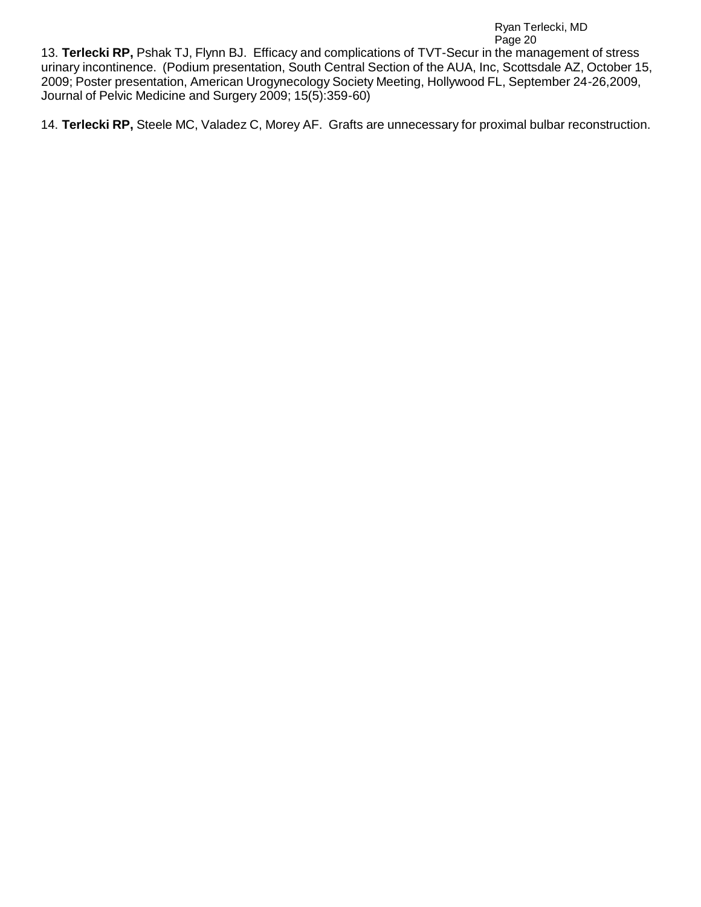13. **Terlecki RP,** Pshak TJ, Flynn BJ. Efficacy and complications of TVT-Secur in the management of stress urinary incontinence. (Podium presentation, South Central Section of the AUA, Inc, Scottsdale AZ, October 15, 2009; Poster presentation, American Urogynecology Society Meeting, Hollywood FL, September 24-26,2009, Journal of Pelvic Medicine and Surgery 2009; 15(5):359-60)

14. **Terlecki RP,** Steele MC, Valadez C, Morey AF. Grafts are unnecessary for proximal bulbar reconstruction.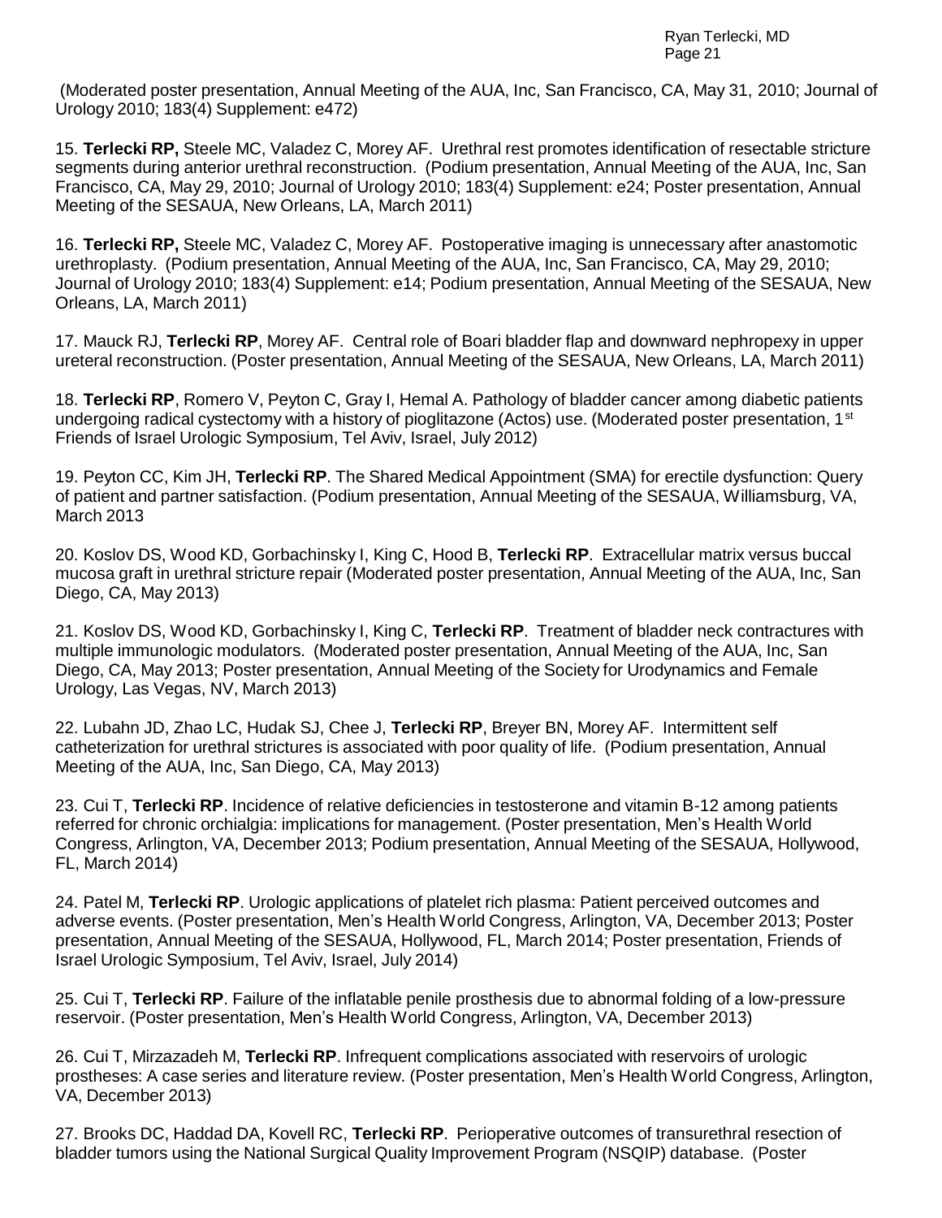(Moderated poster presentation, Annual Meeting of the AUA, Inc, San Francisco, CA, May 31, 2010; Journal of Urology 2010; 183(4) Supplement: e472)

15. **Terlecki RP,** Steele MC, Valadez C, Morey AF. Urethral rest promotes identification of resectable stricture segments during anterior urethral reconstruction. (Podium presentation, Annual Meeting of the AUA, Inc, San Francisco, CA, May 29, 2010; Journal of Urology 2010; 183(4) Supplement: e24; Poster presentation, Annual Meeting of the SESAUA, New Orleans, LA, March 2011)

16. **Terlecki RP,** Steele MC, Valadez C, Morey AF. Postoperative imaging is unnecessary after anastomotic urethroplasty. (Podium presentation, Annual Meeting of the AUA, Inc, San Francisco, CA, May 29, 2010; Journal of Urology 2010; 183(4) Supplement: e14; Podium presentation, Annual Meeting of the SESAUA, New Orleans, LA, March 2011)

17. Mauck RJ, **Terlecki RP**, Morey AF. Central role of Boari bladder flap and downward nephropexy in upper ureteral reconstruction. (Poster presentation, Annual Meeting of the SESAUA, New Orleans, LA, March 2011)

18. **Terlecki RP**, Romero V, Peyton C, Gray I, Hemal A. Pathology of bladder cancer among diabetic patients undergoing radical cystectomy with a history of pioglitazone (Actos) use. (Moderated poster presentation, 1st Friends of Israel Urologic Symposium, Tel Aviv, Israel, July 2012)

19. Peyton CC, Kim JH, **Terlecki RP**. The Shared Medical Appointment (SMA) for erectile dysfunction: Query of patient and partner satisfaction. (Podium presentation, Annual Meeting of the SESAUA, Williamsburg, VA, March 2013

20. Koslov DS, Wood KD, Gorbachinsky I, King C, Hood B, **Terlecki RP**. Extracellular matrix versus buccal mucosa graft in urethral stricture repair (Moderated poster presentation, Annual Meeting of the AUA, Inc, San Diego, CA, May 2013)

21. Koslov DS, Wood KD, Gorbachinsky I, King C, **Terlecki RP**. Treatment of bladder neck contractures with multiple immunologic modulators. (Moderated poster presentation, Annual Meeting of the AUA, Inc, San Diego, CA, May 2013; Poster presentation, Annual Meeting of the Society for Urodynamics and Female Urology, Las Vegas, NV, March 2013)

22. Lubahn JD, Zhao LC, Hudak SJ, Chee J, **Terlecki RP**, Breyer BN, Morey AF. Intermittent self catheterization for urethral strictures is associated with poor quality of life. (Podium presentation, Annual Meeting of the AUA, Inc, San Diego, CA, May 2013)

23. Cui T, **Terlecki RP**. Incidence of relative deficiencies in testosterone and vitamin B-12 among patients referred for chronic orchialgia: implications for management. (Poster presentation, Men's Health World Congress, Arlington, VA, December 2013; Podium presentation, Annual Meeting of the SESAUA, Hollywood, FL, March 2014)

24. Patel M, **Terlecki RP**. Urologic applications of platelet rich plasma: Patient perceived outcomes and adverse events. (Poster presentation, Men's Health World Congress, Arlington, VA, December 2013; Poster presentation, Annual Meeting of the SESAUA, Hollywood, FL, March 2014; Poster presentation, Friends of Israel Urologic Symposium, Tel Aviv, Israel, July 2014)

25. Cui T, **Terlecki RP**. Failure of the inflatable penile prosthesis due to abnormal folding of a low-pressure reservoir. (Poster presentation, Men's Health World Congress, Arlington, VA, December 2013)

26. Cui T, Mirzazadeh M, **Terlecki RP**. Infrequent complications associated with reservoirs of urologic prostheses: A case series and literature review. (Poster presentation, Men's Health World Congress, Arlington, VA, December 2013)

27. Brooks DC, Haddad DA, Kovell RC, **Terlecki RP**. Perioperative outcomes of transurethral resection of bladder tumors using the National Surgical Quality Improvement Program (NSQIP) database. (Poster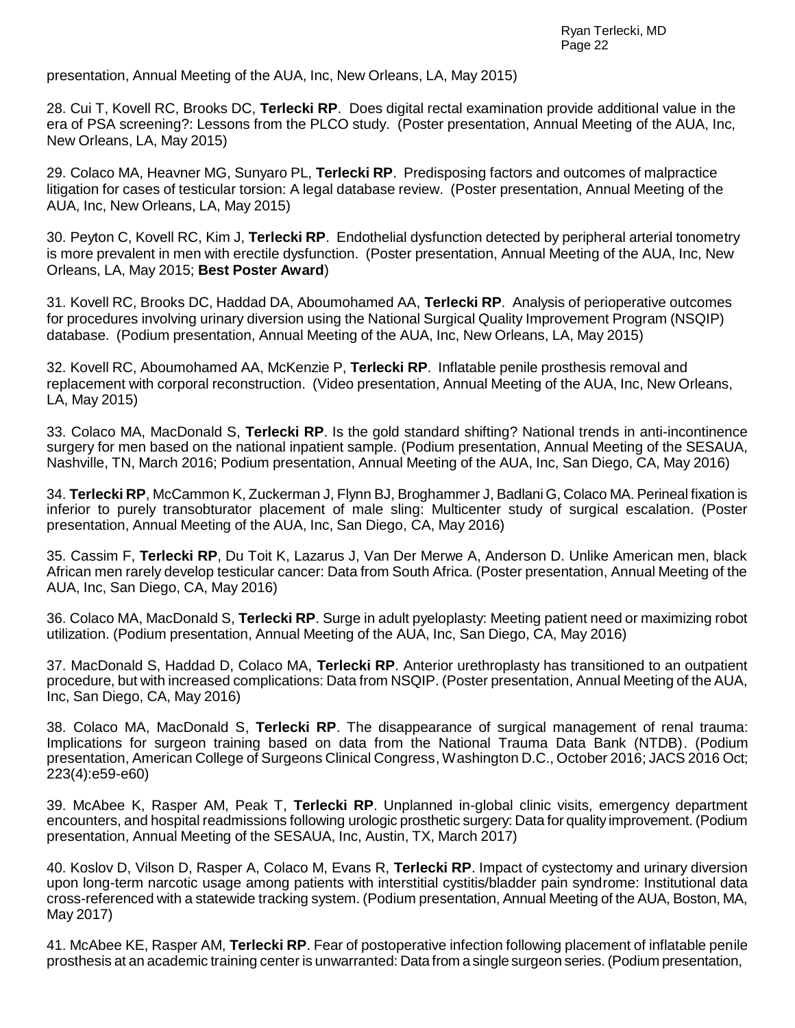presentation, Annual Meeting of the AUA, Inc, New Orleans, LA, May 2015)

28. Cui T, Kovell RC, Brooks DC, **Terlecki RP**. Does digital rectal examination provide additional value in the era of PSA screening?: Lessons from the PLCO study. (Poster presentation, Annual Meeting of the AUA, Inc, New Orleans, LA, May 2015)

29. Colaco MA, Heavner MG, Sunyaro PL, **Terlecki RP**. Predisposing factors and outcomes of malpractice litigation for cases of testicular torsion: A legal database review. (Poster presentation, Annual Meeting of the AUA, Inc, New Orleans, LA, May 2015)

30. Peyton C, Kovell RC, Kim J, **Terlecki RP**. Endothelial dysfunction detected by peripheral arterial tonometry is more prevalent in men with erectile dysfunction. (Poster presentation, Annual Meeting of the AUA, Inc, New Orleans, LA, May 2015; **Best Poster Award**)

31. Kovell RC, Brooks DC, Haddad DA, Aboumohamed AA, **Terlecki RP**. Analysis of perioperative outcomes for procedures involving urinary diversion using the National Surgical Quality Improvement Program (NSQIP) database. (Podium presentation, Annual Meeting of the AUA, Inc, New Orleans, LA, May 2015)

32. Kovell RC, Aboumohamed AA, McKenzie P, **Terlecki RP**. Inflatable penile prosthesis removal and replacement with corporal reconstruction. (Video presentation, Annual Meeting of the AUA, Inc, New Orleans, LA, May 2015)

33. Colaco MA, MacDonald S, **Terlecki RP**. Is the gold standard shifting? National trends in anti-incontinence surgery for men based on the national inpatient sample. (Podium presentation, Annual Meeting of the SESAUA, Nashville, TN, March 2016; Podium presentation, Annual Meeting of the AUA, Inc, San Diego, CA, May 2016)

34. **Terlecki RP**, McCammon K, Zuckerman J, Flynn BJ, Broghammer J, Badlani G, Colaco MA. Perineal fixation is inferior to purely transobturator placement of male sling: Multicenter study of surgical escalation. (Poster presentation, Annual Meeting of the AUA, Inc, San Diego, CA, May 2016)

35. Cassim F, **Terlecki RP**, Du Toit K, Lazarus J, Van Der Merwe A, Anderson D. Unlike American men, black African men rarely develop testicular cancer: Data from South Africa. (Poster presentation, Annual Meeting of the AUA, Inc, San Diego, CA, May 2016)

36. Colaco MA, MacDonald S, **Terlecki RP**. Surge in adult pyeloplasty: Meeting patient need or maximizing robot utilization. (Podium presentation, Annual Meeting of the AUA, Inc, San Diego, CA, May 2016)

37. MacDonald S, Haddad D, Colaco MA, **Terlecki RP**. Anterior urethroplasty has transitioned to an outpatient procedure, but with increased complications: Data from NSQIP. (Poster presentation, Annual Meeting of the AUA, Inc, San Diego, CA, May 2016)

38. Colaco MA, MacDonald S, **Terlecki RP**. The disappearance of surgical management of renal trauma: Implications for surgeon training based on data from the National Trauma Data Bank (NTDB). (Podium presentation, American College of Surgeons Clinical Congress, Washington D.C., October 2016; JACS 2016 Oct; 223(4):e59-e60)

39. McAbee K, Rasper AM, Peak T, **Terlecki RP**. Unplanned in-global clinic visits, emergency department encounters, and hospital readmissions following urologic prosthetic surgery: Data for quality improvement. (Podium presentation, Annual Meeting of the SESAUA, Inc, Austin, TX, March 2017)

40. Koslov D, Vilson D, Rasper A, Colaco M, Evans R, **Terlecki RP**. Impact of cystectomy and urinary diversion upon long-term narcotic usage among patients with interstitial cystitis/bladder pain syndrome: Institutional data cross-referenced with a statewide tracking system. (Podium presentation, Annual Meeting of the AUA, Boston, MA, May 2017)

41. McAbee KE, Rasper AM, **Terlecki RP**. Fear of postoperative infection following placement of inflatable penile prosthesis at an academic training center is unwarranted: Data from a single surgeon series. (Podium presentation,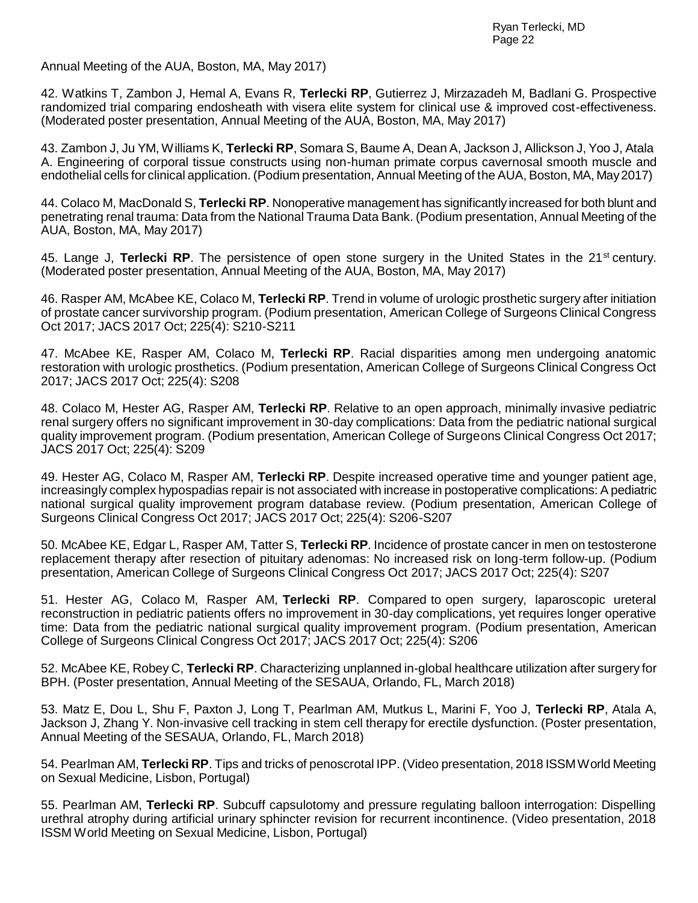Annual Meeting of the AUA, Boston, MA, May 2017)

42. Watkins T, Zambon J, Hemal A, Evans R, **Terlecki RP**, Gutierrez J, Mirzazadeh M, Badlani G. Prospective randomized trial comparing endosheath with visera elite system for clinical use & improved cost-effectiveness. (Moderated poster presentation, Annual Meeting of the AUA, Boston, MA, May 2017)

43. Zambon J, Ju YM, Williams K, **Terlecki RP**, Somara S, Baume A, Dean A, Jackson J, Allickson J, Yoo J, Atala A. Engineering of corporal tissue constructs using non-human primate corpus cavernosal smooth muscle and endothelial cells for clinical application. (Podium presentation, Annual Meeting of the AUA, Boston, MA, May 2017)

44. Colaco M, MacDonald S, **Terlecki RP**. Nonoperative management has significantly increased for both blunt and penetrating renal trauma: Data from the National Trauma Data Bank. (Podium presentation, Annual Meeting of the AUA, Boston, MA, May 2017)

45. Lange J, **Terlecki RP**. The persistence of open stone surgery in the United States in the 21st century. (Moderated poster presentation, Annual Meeting of the AUA, Boston, MA, May 2017)

46. Rasper AM, McAbee KE, Colaco M, **Terlecki RP**. Trend in volume of urologic prosthetic surgery after initiation of prostate cancer survivorship program. (Podium presentation, American College of Surgeons Clinical Congress Oct 2017; JACS 2017 Oct; 225(4): S210-S211

47. McAbee KE, Rasper AM, Colaco M, **Terlecki RP**. Racial disparities among men undergoing anatomic restoration with urologic prosthetics. (Podium presentation, American College of Surgeons Clinical Congress Oct 2017; JACS 2017 Oct; 225(4): S208

48. Colaco M, Hester AG, Rasper AM, **Terlecki RP**. Relative to an open approach, minimally invasive pediatric renal surgery offers no significant improvement in 30-day complications: Data from the pediatric national surgical quality improvement program. (Podium presentation, American College of Surgeons Clinical Congress Oct 2017; JACS 2017 Oct; 225(4): S209

49. Hester AG, Colaco M, Rasper AM, **Terlecki RP**. Despite increased operative time and younger patient age, increasingly complex hypospadias repair is not associated with increase in postoperative complications: A pediatric national surgical quality improvement program database review. (Podium presentation, American College of Surgeons Clinical Congress Oct 2017; JACS 2017 Oct; 225(4): S206-S207

50. McAbee KE, Edgar L, Rasper AM, Tatter S, **Terlecki RP**. Incidence of prostate cancer in men on testosterone replacement therapy after resection of pituitary adenomas: No increased risk on long-term follow-up. (Podium presentation, American College of Surgeons Clinical Congress Oct 2017; JACS 2017 Oct; 225(4): S207

51. Hester AG, Colaco M, Rasper AM, **Terlecki RP**. Compared to open surgery, laparoscopic ureteral reconstruction in pediatric patients offers no improvement in 30-day complications, yet requires longer operative time: Data from the pediatric national surgical quality improvement program. (Podium presentation, American College of Surgeons Clinical Congress Oct 2017; JACS 2017 Oct; 225(4): S206

52. McAbee KE, Robey C, **Terlecki RP**. Characterizing unplanned in-global healthcare utilization after surgery for BPH. (Poster presentation, Annual Meeting of the SESAUA, Orlando, FL, March 2018)

53. Matz E, Dou L, Shu F, Paxton J, Long T, Pearlman AM, Mutkus L, Marini F, Yoo J, **Terlecki RP**, Atala A, Jackson J, Zhang Y. Non-invasive cell tracking in stem cell therapy for erectile dysfunction. (Poster presentation, Annual Meeting of the SESAUA, Orlando, FL, March 2018)

54. Pearlman AM, **Terlecki RP**. Tips and tricks of penoscrotal IPP. (Video presentation, 2018 ISSM World Meeting on Sexual Medicine, Lisbon, Portugal)

55. Pearlman AM, **Terlecki RP**. Subcuff capsulotomy and pressure regulating balloon interrogation: Dispelling urethral atrophy during artificial urinary sphincter revision for recurrent incontinence. (Video presentation, 2018 ISSM World Meeting on Sexual Medicine, Lisbon, Portugal)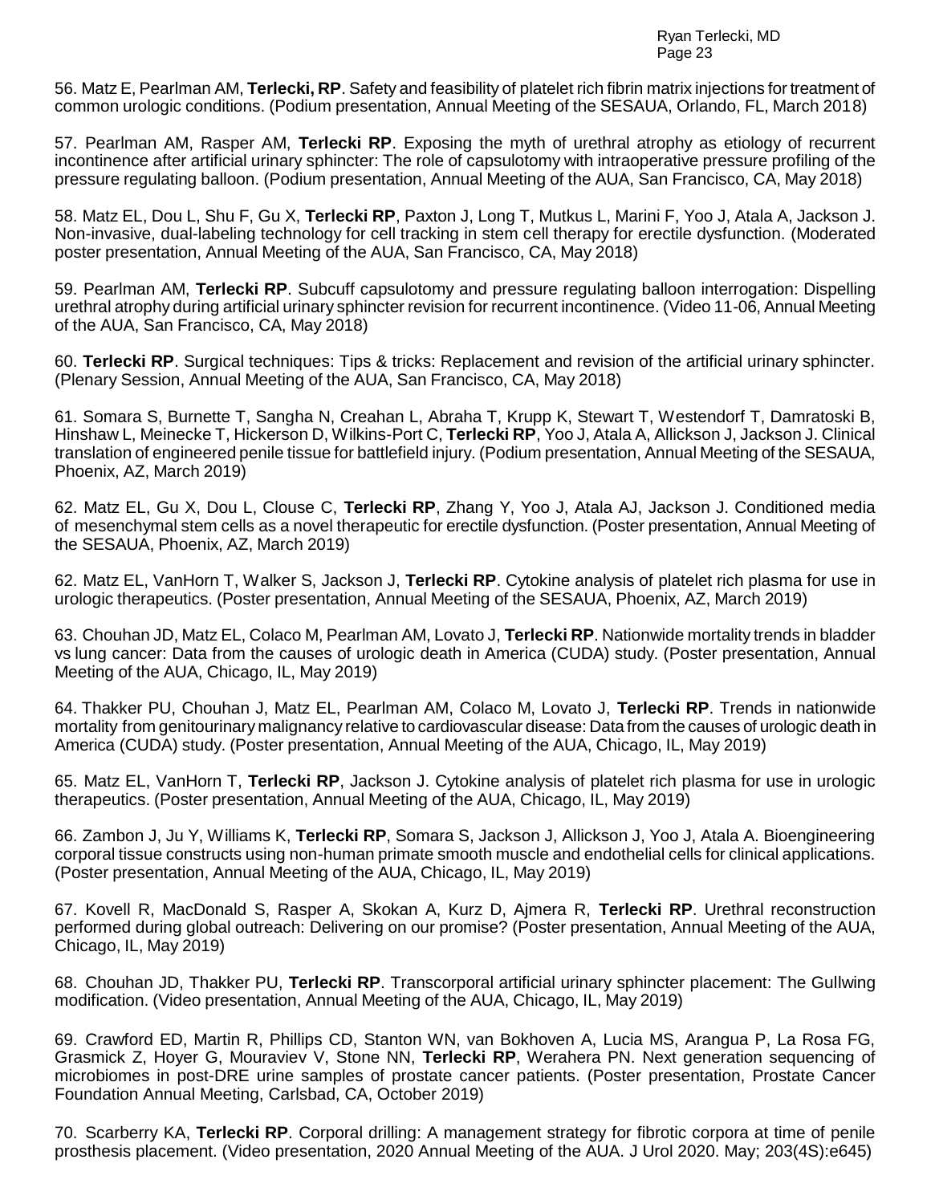56. Matz E, Pearlman AM, **Terlecki, RP**. Safety and feasibility of platelet rich fibrin matrix injections for treatment of common urologic conditions. (Podium presentation, Annual Meeting of the SESAUA, Orlando, FL, March 2018)

57. Pearlman AM, Rasper AM, **Terlecki RP**. Exposing the myth of urethral atrophy as etiology of recurrent incontinence after artificial urinary sphincter: The role of capsulotomy with intraoperative pressure profiling of the pressure regulating balloon. (Podium presentation, Annual Meeting of the AUA, San Francisco, CA, May 2018)

58. Matz EL, Dou L, Shu F, Gu X, **Terlecki RP**, Paxton J, Long T, Mutkus L, Marini F, Yoo J, Atala A, Jackson J. Non-invasive, dual-labeling technology for cell tracking in stem cell therapy for erectile dysfunction. (Moderated poster presentation, Annual Meeting of the AUA, San Francisco, CA, May 2018)

59. Pearlman AM, **Terlecki RP**. Subcuff capsulotomy and pressure regulating balloon interrogation: Dispelling urethral atrophy during artificial urinary sphincter revision for recurrent incontinence. (Video 11-06, Annual Meeting of the AUA, San Francisco, CA, May 2018)

60. **Terlecki RP**. Surgical techniques: Tips & tricks: Replacement and revision of the artificial urinary sphincter. (Plenary Session, Annual Meeting of the AUA, San Francisco, CA, May 2018)

61. Somara S, Burnette T, Sangha N, Creahan L, Abraha T, Krupp K, Stewart T, Westendorf T, Damratoski B, Hinshaw L, Meinecke T, Hickerson D, Wilkins-Port C, **Terlecki RP**, Yoo J, Atala A, Allickson J, Jackson J. Clinical translation of engineered penile tissue for battlefield injury. (Podium presentation, Annual Meeting of the SESAUA, Phoenix, AZ, March 2019)

62. Matz EL, Gu X, Dou L, Clouse C, **Terlecki RP**, Zhang Y, Yoo J, Atala AJ, Jackson J. Conditioned media of mesenchymal stem cells as a novel therapeutic for erectile dysfunction. (Poster presentation, Annual Meeting of the SESAUA, Phoenix, AZ, March 2019)

62. Matz EL, VanHorn T, Walker S, Jackson J, **Terlecki RP**. Cytokine analysis of platelet rich plasma for use in urologic therapeutics. (Poster presentation, Annual Meeting of the SESAUA, Phoenix, AZ, March 2019)

63. Chouhan JD, Matz EL, Colaco M, Pearlman AM, Lovato J, **Terlecki RP**. Nationwide mortality trends in bladder vs lung cancer: Data from the causes of urologic death in America (CUDA) study. (Poster presentation, Annual Meeting of the AUA, Chicago, IL, May 2019)

64. Thakker PU, Chouhan J, Matz EL, Pearlman AM, Colaco M, Lovato J, **Terlecki RP**. Trends in nationwide mortality from genitourinary malignancy relative to cardiovascular disease: Data from the causes of urologic death in America (CUDA) study. (Poster presentation, Annual Meeting of the AUA, Chicago, IL, May 2019)

65. Matz EL, VanHorn T, **Terlecki RP**, Jackson J. Cytokine analysis of platelet rich plasma for use in urologic therapeutics. (Poster presentation, Annual Meeting of the AUA, Chicago, IL, May 2019)

66. Zambon J, Ju Y, Williams K, **Terlecki RP**, Somara S, Jackson J, Allickson J, Yoo J, Atala A. Bioengineering corporal tissue constructs using non-human primate smooth muscle and endothelial cells for clinical applications. (Poster presentation, Annual Meeting of the AUA, Chicago, IL, May 2019)

67. Kovell R, MacDonald S, Rasper A, Skokan A, Kurz D, Ajmera R, **Terlecki RP**. Urethral reconstruction performed during global outreach: Delivering on our promise? (Poster presentation, Annual Meeting of the AUA, Chicago, IL, May 2019)

68. Chouhan JD, Thakker PU, **Terlecki RP**. Transcorporal artificial urinary sphincter placement: The Gullwing modification. (Video presentation, Annual Meeting of the AUA, Chicago, IL, May 2019)

69. Crawford ED, Martin R, Phillips CD, Stanton WN, van Bokhoven A, Lucia MS, Arangua P, La Rosa FG, Grasmick Z, Hoyer G, Mouraviev V, Stone NN, **Terlecki RP**, Werahera PN. Next generation sequencing of microbiomes in post-DRE urine samples of prostate cancer patients. (Poster presentation, Prostate Cancer Foundation Annual Meeting, Carlsbad, CA, October 2019)

70. Scarberry KA, **Terlecki RP**. Corporal drilling: A management strategy for fibrotic corpora at time of penile prosthesis placement. (Video presentation, 2020 Annual Meeting of the AUA. J Urol 2020. May; 203(4S):e645)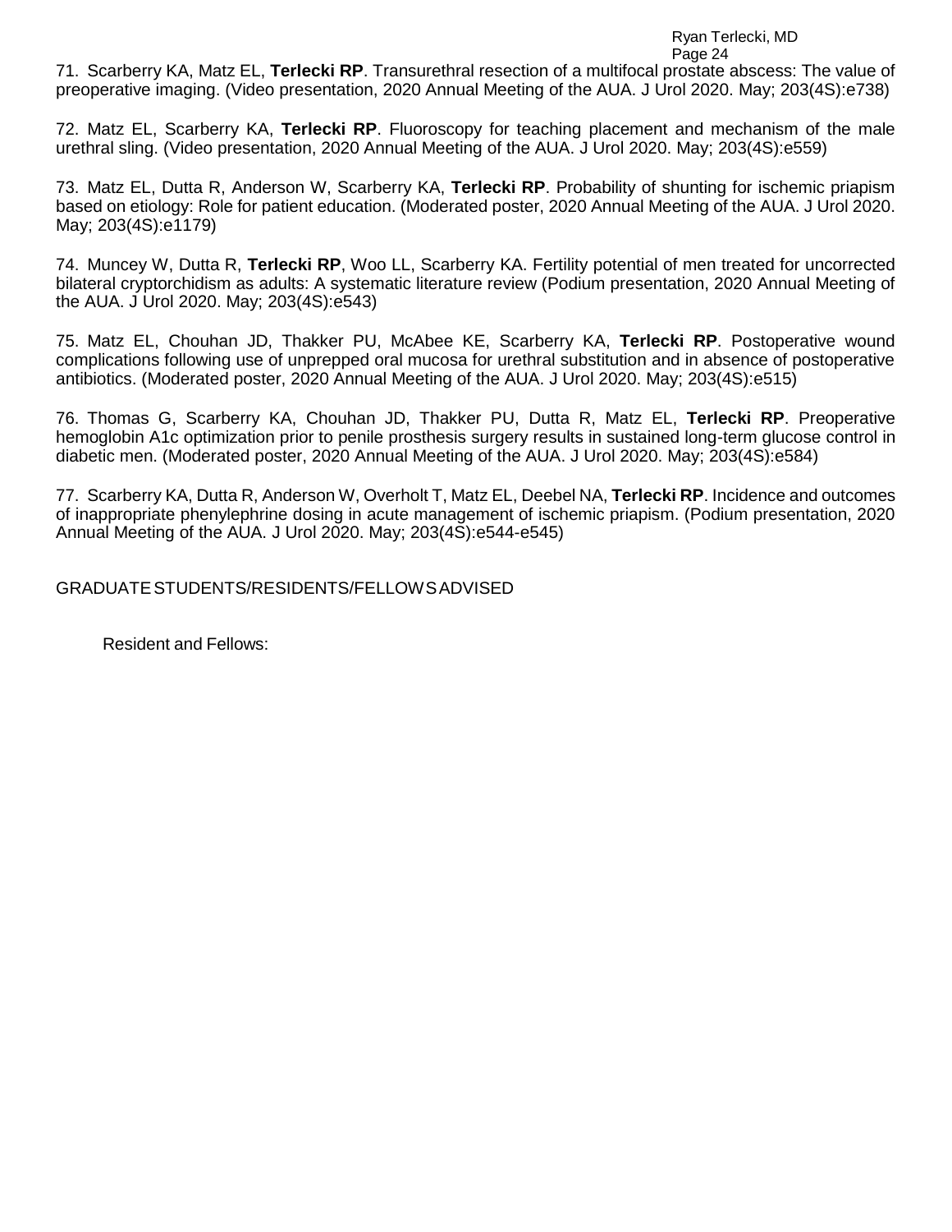71. Scarberry KA, Matz EL, **Terlecki RP**. Transurethral resection of a multifocal prostate abscess: The value of preoperative imaging. (Video presentation, 2020 Annual Meeting of the AUA. J Urol 2020. May; 203(4S):e738)

72. Matz EL, Scarberry KA, **Terlecki RP**. Fluoroscopy for teaching placement and mechanism of the male urethral sling. (Video presentation, 2020 Annual Meeting of the AUA. J Urol 2020. May; 203(4S):e559)

73. Matz EL, Dutta R, Anderson W, Scarberry KA, **Terlecki RP**. Probability of shunting for ischemic priapism based on etiology: Role for patient education. (Moderated poster, 2020 Annual Meeting of the AUA. J Urol 2020. May; 203(4S):e1179)

74. Muncey W, Dutta R, **Terlecki RP**, Woo LL, Scarberry KA. Fertility potential of men treated for uncorrected bilateral cryptorchidism as adults: A systematic literature review (Podium presentation, 2020 Annual Meeting of the AUA. J Urol 2020. May; 203(4S):e543)

75. Matz EL, Chouhan JD, Thakker PU, McAbee KE, Scarberry KA, **Terlecki RP**. Postoperative wound complications following use of unprepped oral mucosa for urethral substitution and in absence of postoperative antibiotics. (Moderated poster, 2020 Annual Meeting of the AUA. J Urol 2020. May; 203(4S):e515)

76. Thomas G, Scarberry KA, Chouhan JD, Thakker PU, Dutta R, Matz EL, **Terlecki RP**. Preoperative hemoglobin A1c optimization prior to penile prosthesis surgery results in sustained long-term glucose control in diabetic men. (Moderated poster, 2020 Annual Meeting of the AUA. J Urol 2020. May; 203(4S):e584)

77. Scarberry KA, Dutta R, Anderson W, Overholt T, Matz EL, Deebel NA, **Terlecki RP**. Incidence and outcomes of inappropriate phenylephrine dosing in acute management of ischemic priapism. (Podium presentation, 2020 Annual Meeting of the AUA. J Urol 2020. May; 203(4S):e544-e545)

## GRADUATE STUDENTS/RESIDENTS/FELLOWS ADVISED

Resident and Fellows: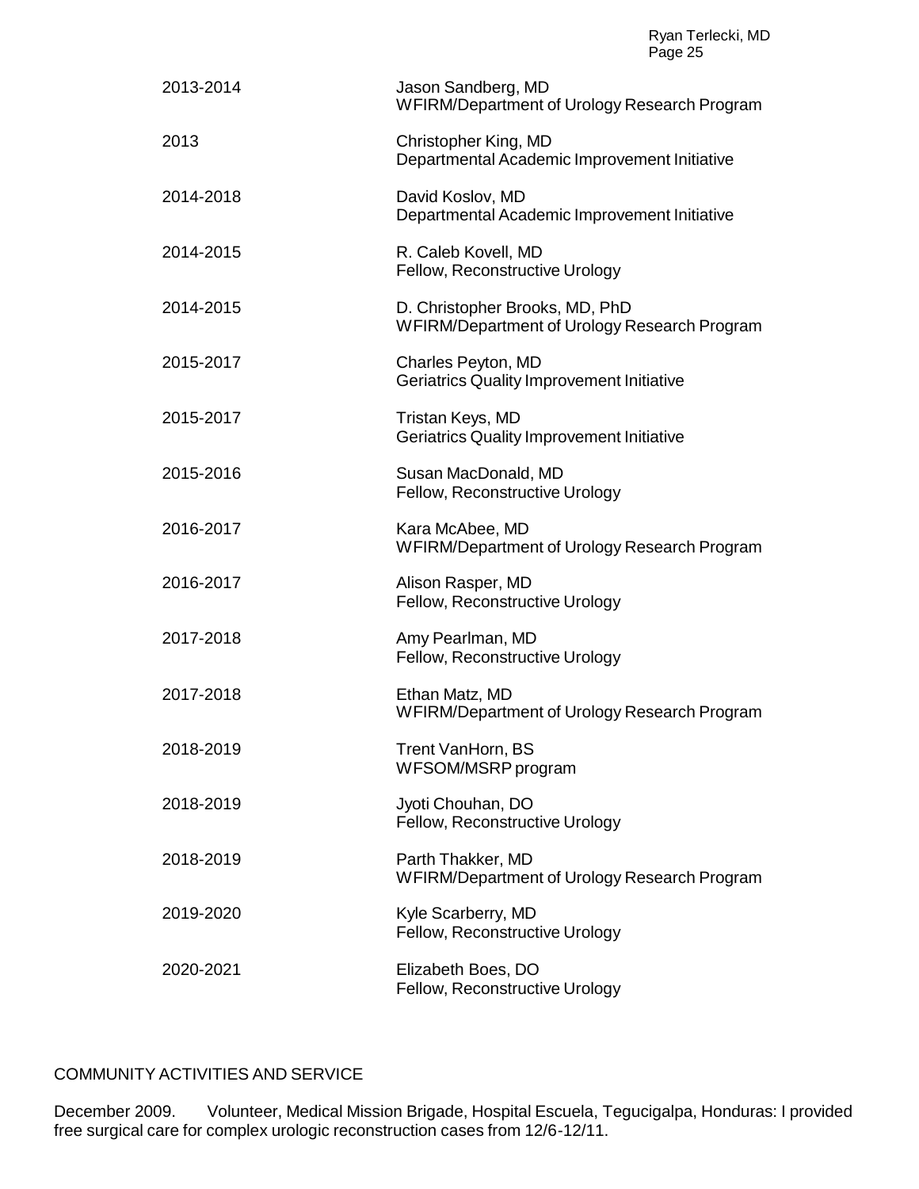| | |
|---|---|
| 2013-2014 | Jason Sandberg, MD<br>WFIRM/Department of Urology Research Program |
| 2013 | Christopher King, MD<br>Departmental Academic Improvement Initiative |
| 2014-2018 | David Koslov, MD<br>Departmental Academic Improvement Initiative |
| 2014-2015 | R. Caleb Kovell, MD<br>Fellow, Reconstructive Urology |
| 2014-2015 | D. Christopher Brooks, MD, PhD<br>WFIRM/Department of Urology Research Program |
| 2015-2017 | Charles Peyton, MD<br>Geriatrics Quality Improvement Initiative |
| 2015-2017 | Tristan Keys, MD<br>Geriatrics Quality Improvement Initiative |
| 2015-2016 | Susan MacDonald, MD<br>Fellow, Reconstructive Urology |
| 2016-2017 | Kara McAbee, MD<br>WFIRM/Department of Urology Research Program |
| 2016-2017 | Alison Rasper, MD<br>Fellow, Reconstructive Urology |
| 2017-2018 | Amy Pearlman, MD<br>Fellow, Reconstructive Urology |
| 2017-2018 | Ethan Matz, MD<br>WFIRM/Department of Urology Research Program |
| 2018-2019 | Trent VanHorn, BS<br>WFSOM/MSRP program |
| 2018-2019 | Jyoti Chouhan, DO<br>Fellow, Reconstructive Urology |
| 2018-2019 | Parth Thakker, MD<br>WFIRM/Department of Urology Research Program |
| 2019-2020 | Kyle Scarberry, MD<br>Fellow, Reconstructive Urology |
| 2020-2021 | Elizabeth Boes, DO<br>Fellow, Reconstructive Urology |

## COMMUNITY ACTIVITIES AND SERVICE

December 2009. Volunteer, Medical Mission Brigade, Hospital Escuela, Tegucigalpa, Honduras: I provided free surgical care for complex urologic reconstruction cases from 12/6-12/11.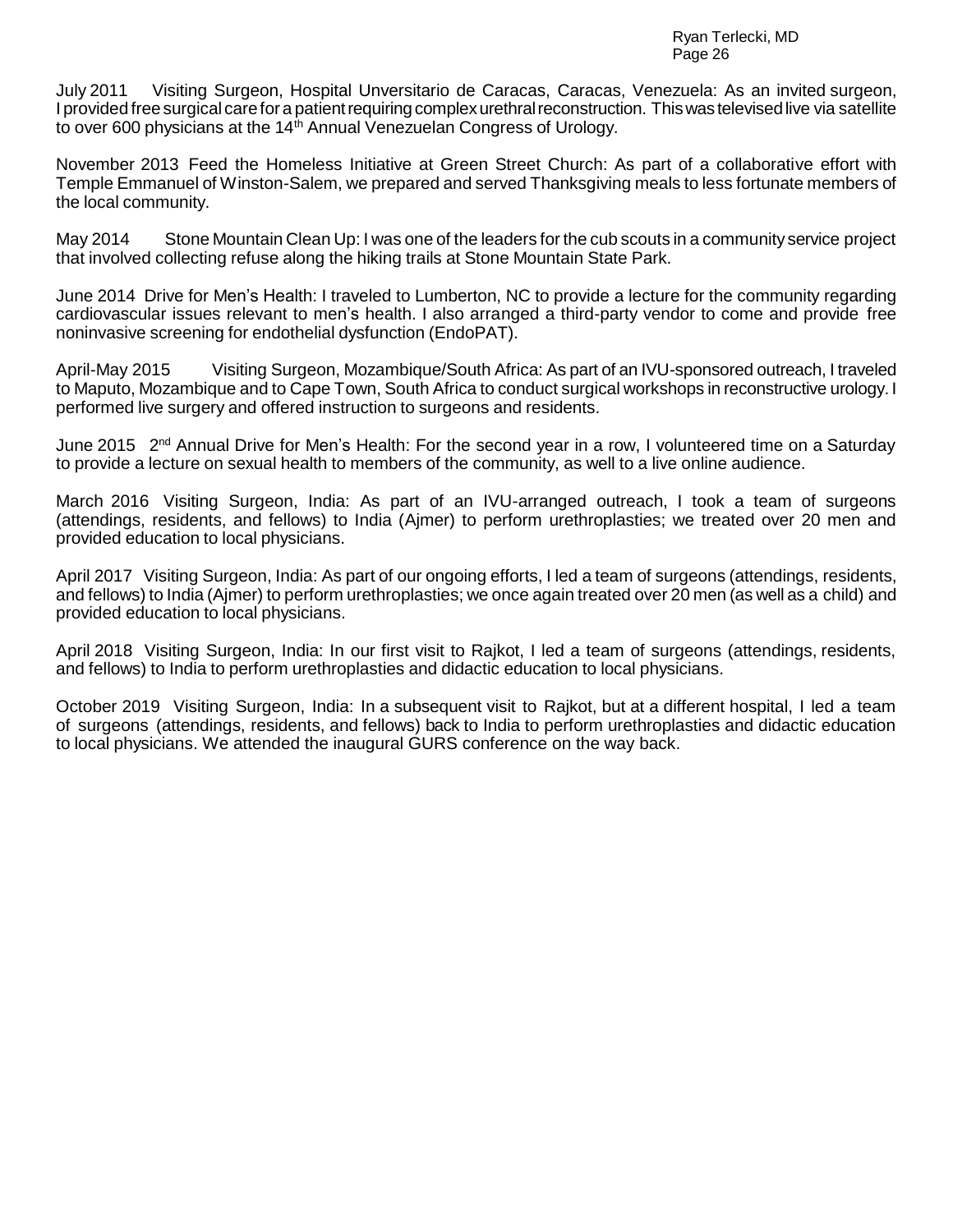July 2011 Visiting Surgeon, Hospital Unversitario de Caracas, Caracas, Venezuela: As an invited surgeon, I provided free surgical care for a patient requiring complex urethral reconstruction. This was televised live via satellite to over 600 physicians at the 14th Annual Venezuelan Congress of Urology.

November 2013 Feed the Homeless Initiative at Green Street Church: As part of a collaborative effort with Temple Emmanuel of Winston-Salem, we prepared and served Thanksgiving meals to less fortunate members of the local community.

May 2014 Stone Mountain Clean Up: I was one of the leaders for the cub scouts in a community service project that involved collecting refuse along the hiking trails at Stone Mountain State Park.

June 2014 Drive for Men's Health: I traveled to Lumberton, NC to provide a lecture for the community regarding cardiovascular issues relevant to men's health. I also arranged a third-party vendor to come and provide free noninvasive screening for endothelial dysfunction (EndoPAT).

April-May 2015 Visiting Surgeon, Mozambique/South Africa: As part of an IVU-sponsored outreach, I traveled to Maputo, Mozambique and to Cape Town, South Africa to conduct surgical workshops in reconstructive urology. I performed live surgery and offered instruction to surgeons and residents.

June 2015 2nd Annual Drive for Men's Health: For the second year in a row, I volunteered time on a Saturday to provide a lecture on sexual health to members of the community, as well to a live online audience.

March 2016 Visiting Surgeon, India: As part of an IVU-arranged outreach, I took a team of surgeons (attendings, residents, and fellows) to India (Ajmer) to perform urethroplasties; we treated over 20 men and provided education to local physicians.

April 2017 Visiting Surgeon, India: As part of our ongoing efforts, I led a team of surgeons (attendings, residents, and fellows) to India (Ajmer) to perform urethroplasties; we once again treated over 20 men (as well as a child) and provided education to local physicians.

April 2018 Visiting Surgeon, India: In our first visit to Rajkot, I led a team of surgeons (attendings, residents, and fellows) to India to perform urethroplasties and didactic education to local physicians.

October 2019 Visiting Surgeon, India: In a subsequent visit to Rajkot, but at a different hospital, I led a team of surgeons (attendings, residents, and fellows) back to India to perform urethroplasties and didactic education to local physicians. We attended the inaugural GURS conference on the way back.